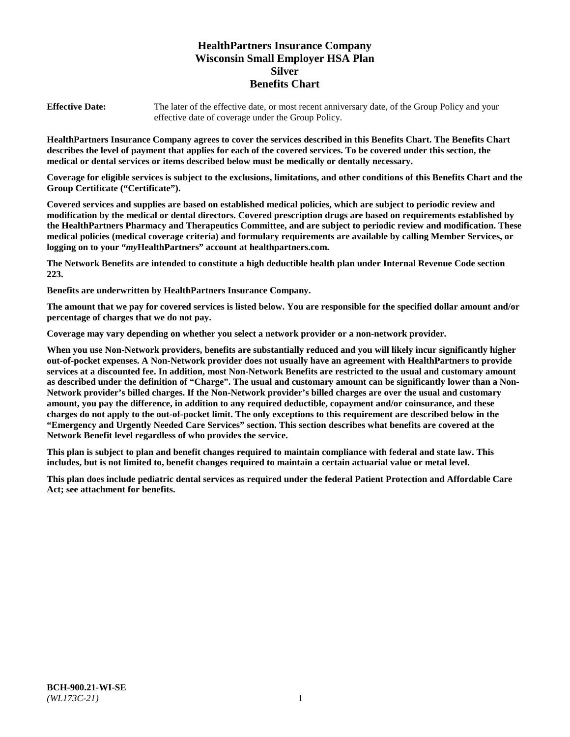# HealthPartners Insurance Company
# Wisconsin Small Employer HSA Plan
# Silver
# Benefits Chart

**Effective Date:** The later of the effective date, or most recent anniversary date, of the Group Policy and your effective date of coverage under the Group Policy.

**HealthPartners Insurance Company agrees to cover the services described in this Benefits Chart. The Benefits Chart describes the level of payment that applies for each of the covered services. To be covered under this section, the medical or dental services or items described below must be medically or dentally necessary.**

**Coverage for eligible services is subject to the exclusions, limitations, and other conditions of this Benefits Chart and the Group Certificate ("Certificate").**

**Covered services and supplies are based on established medical policies, which are subject to periodic review and modification by the medical or dental directors. Covered prescription drugs are based on requirements established by the HealthPartners Pharmacy and Therapeutics Committee, and are subject to periodic review and modification. These medical policies (medical coverage criteria) and formulary requirements are available by calling Member Services, or logging on to your "*my*HealthPartners" account at healthpartners.com.**

**The Network Benefits are intended to constitute a high deductible health plan under Internal Revenue Code section 223.**

**Benefits are underwritten by HealthPartners Insurance Company.**

**The amount that we pay for covered services is listed below. You are responsible for the specified dollar amount and/or percentage of charges that we do not pay.**

**Coverage may vary depending on whether you select a network provider or a non-network provider.**

**When you use Non-Network providers, benefits are substantially reduced and you will likely incur significantly higher out-of-pocket expenses. A Non-Network provider does not usually have an agreement with HealthPartners to provide services at a discounted fee. In addition, most Non-Network Benefits are restricted to the usual and customary amount as described under the definition of "Charge". The usual and customary amount can be significantly lower than a Non-Network provider's billed charges. If the Non-Network provider's billed charges are over the usual and customary amount, you pay the difference, in addition to any required deductible, copayment and/or coinsurance, and these charges do not apply to the out-of-pocket limit. The only exceptions to this requirement are described below in the "Emergency and Urgently Needed Care Services" section. This section describes what benefits are covered at the Network Benefit level regardless of who provides the service.**

**This plan is subject to plan and benefit changes required to maintain compliance with federal and state law. This includes, but is not limited to, benefit changes required to maintain a certain actuarial value or metal level.**

**This plan does include pediatric dental services as required under the federal Patient Protection and Affordable Care Act; see attachment for benefits.**

**BCH-900.21-WI-SE**
*(WL173C-21)*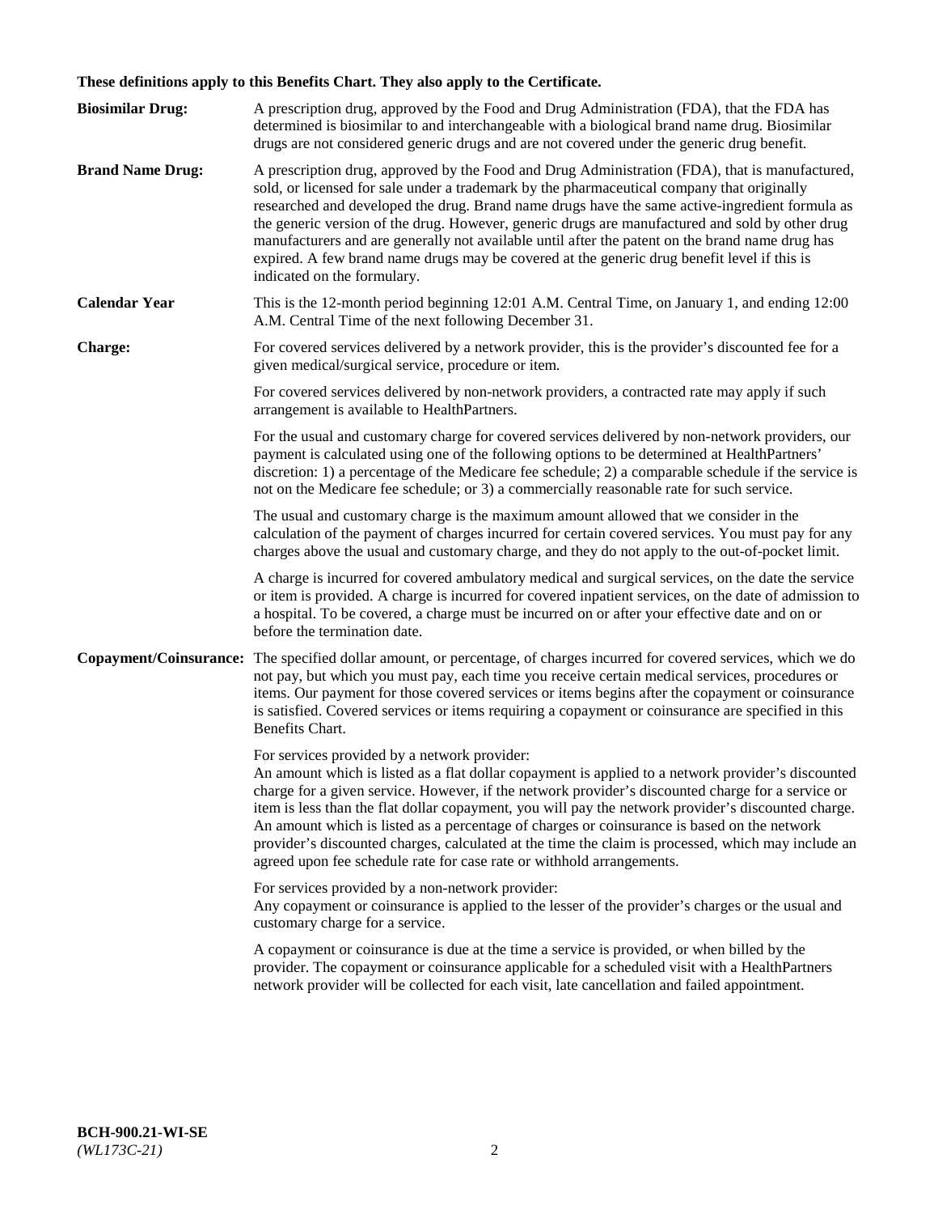**These definitions apply to this Benefits Chart. They also apply to the Certificate.**

**Biosimilar Drug:** A prescription drug, approved by the Food and Drug Administration (FDA), that the FDA has determined is biosimilar to and interchangeable with a biological brand name drug. Biosimilar drugs are not considered generic drugs and are not covered under the generic drug benefit.

**Brand Name Drug:** A prescription drug, approved by the Food and Drug Administration (FDA), that is manufactured, sold, or licensed for sale under a trademark by the pharmaceutical company that originally researched and developed the drug. Brand name drugs have the same active-ingredient formula as the generic version of the drug. However, generic drugs are manufactured and sold by other drug manufacturers and are generally not available until after the patent on the brand name drug has expired. A few brand name drugs may be covered at the generic drug benefit level if this is indicated on the formulary.

**Calendar Year** This is the 12-month period beginning 12:01 A.M. Central Time, on January 1, and ending 12:00 A.M. Central Time of the next following December 31.

**Charge:** For covered services delivered by a network provider, this is the provider's discounted fee for a given medical/surgical service, procedure or item.

For covered services delivered by non-network providers, a contracted rate may apply if such arrangement is available to HealthPartners.

For the usual and customary charge for covered services delivered by non-network providers, our payment is calculated using one of the following options to be determined at HealthPartners' discretion: 1) a percentage of the Medicare fee schedule; 2) a comparable schedule if the service is not on the Medicare fee schedule; or 3) a commercially reasonable rate for such service.

The usual and customary charge is the maximum amount allowed that we consider in the calculation of the payment of charges incurred for certain covered services. You must pay for any charges above the usual and customary charge, and they do not apply to the out-of-pocket limit.

A charge is incurred for covered ambulatory medical and surgical services, on the date the service or item is provided. A charge is incurred for covered inpatient services, on the date of admission to a hospital. To be covered, a charge must be incurred on or after your effective date and on or before the termination date.

**Copayment/Coinsurance:** The specified dollar amount, or percentage, of charges incurred for covered services, which we do not pay, but which you must pay, each time you receive certain medical services, procedures or items. Our payment for those covered services or items begins after the copayment or coinsurance is satisfied. Covered services or items requiring a copayment or coinsurance are specified in this Benefits Chart.

For services provided by a network provider:
An amount which is listed as a flat dollar copayment is applied to a network provider's discounted charge for a given service. However, if the network provider's discounted charge for a service or item is less than the flat dollar copayment, you will pay the network provider's discounted charge. An amount which is listed as a percentage of charges or coinsurance is based on the network provider's discounted charges, calculated at the time the claim is processed, which may include an agreed upon fee schedule rate for case rate or withhold arrangements.

For services provided by a non-network provider:
Any copayment or coinsurance is applied to the lesser of the provider's charges or the usual and customary charge for a service.

A copayment or coinsurance is due at the time a service is provided, or when billed by the provider. The copayment or coinsurance applicable for a scheduled visit with a HealthPartners network provider will be collected for each visit, late cancellation and failed appointment.

**BCH-900.21-WI-SE**
*(WL173C-21)*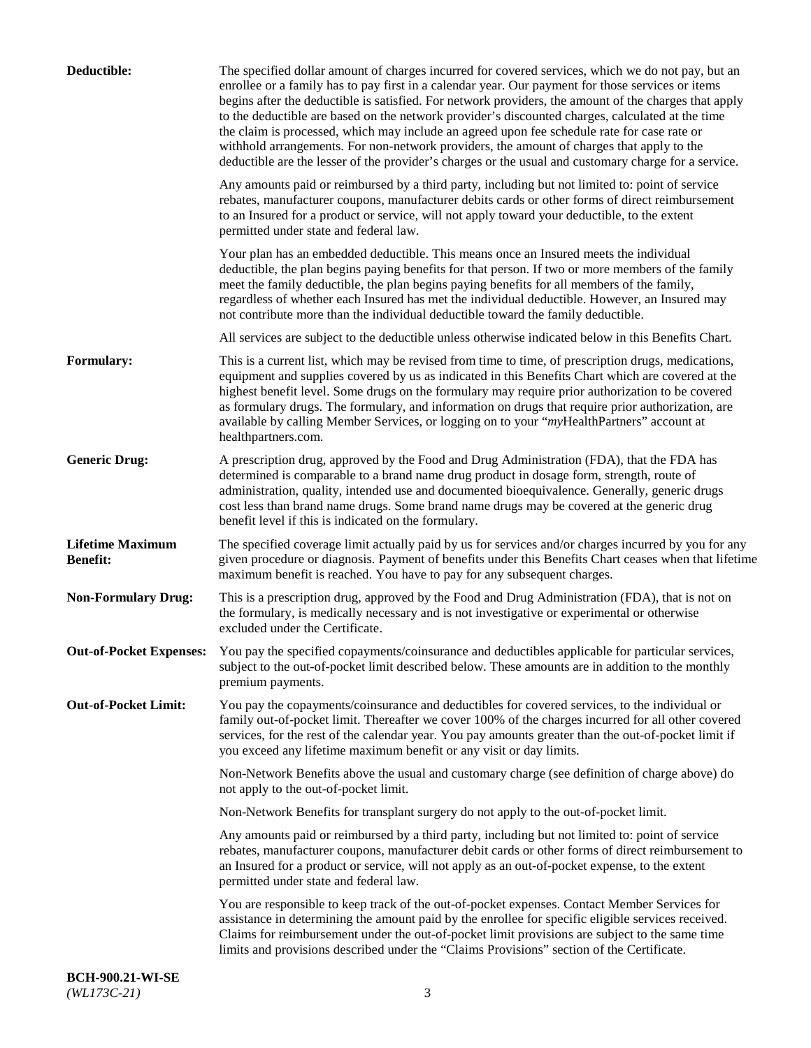**Deductible:** The specified dollar amount of charges incurred for covered services, which we do not pay, but an enrollee or a family has to pay first in a calendar year. Our payment for those services or items begins after the deductible is satisfied. For network providers, the amount of the charges that apply to the deductible are based on the network provider's discounted charges, calculated at the time the claim is processed, which may include an agreed upon fee schedule rate for case rate or withhold arrangements. For non-network providers, the amount of charges that apply to the deductible are the lesser of the provider's charges or the usual and customary charge for a service.

Any amounts paid or reimbursed by a third party, including but not limited to: point of service rebates, manufacturer coupons, manufacturer debits cards or other forms of direct reimbursement to an Insured for a product or service, will not apply toward your deductible, to the extent permitted under state and federal law.

Your plan has an embedded deductible. This means once an Insured meets the individual deductible, the plan begins paying benefits for that person. If two or more members of the family meet the family deductible, the plan begins paying benefits for all members of the family, regardless of whether each Insured has met the individual deductible. However, an Insured may not contribute more than the individual deductible toward the family deductible.

All services are subject to the deductible unless otherwise indicated below in this Benefits Chart.

**Formulary:** This is a current list, which may be revised from time to time, of prescription drugs, medications, equipment and supplies covered by us as indicated in this Benefits Chart which are covered at the highest benefit level. Some drugs on the formulary may require prior authorization to be covered as formulary drugs. The formulary, and information on drugs that require prior authorization, are available by calling Member Services, or logging on to your "*my*HealthPartners" account at healthpartners.com.

**Generic Drug:** A prescription drug, approved by the Food and Drug Administration (FDA), that the FDA has determined is comparable to a brand name drug product in dosage form, strength, route of administration, quality, intended use and documented bioequivalence. Generally, generic drugs cost less than brand name drugs. Some brand name drugs may be covered at the generic drug benefit level if this is indicated on the formulary.

**Lifetime Maximum Benefit:** The specified coverage limit actually paid by us for services and/or charges incurred by you for any given procedure or diagnosis. Payment of benefits under this Benefits Chart ceases when that lifetime maximum benefit is reached. You have to pay for any subsequent charges.

**Non-Formulary Drug:** This is a prescription drug, approved by the Food and Drug Administration (FDA), that is not on the formulary, is medically necessary and is not investigative or experimental or otherwise excluded under the Certificate.

**Out-of-Pocket Expenses:** You pay the specified copayments/coinsurance and deductibles applicable for particular services, subject to the out-of-pocket limit described below. These amounts are in addition to the monthly premium payments.

**Out-of-Pocket Limit:** You pay the copayments/coinsurance and deductibles for covered services, to the individual or family out-of-pocket limit. Thereafter we cover 100% of the charges incurred for all other covered services, for the rest of the calendar year. You pay amounts greater than the out-of-pocket limit if you exceed any lifetime maximum benefit or any visit or day limits.

Non-Network Benefits above the usual and customary charge (see definition of charge above) do not apply to the out-of-pocket limit.

Non-Network Benefits for transplant surgery do not apply to the out-of-pocket limit.

Any amounts paid or reimbursed by a third party, including but not limited to: point of service rebates, manufacturer coupons, manufacturer debit cards or other forms of direct reimbursement to an Insured for a product or service, will not apply as an out-of-pocket expense, to the extent permitted under state and federal law.

You are responsible to keep track of the out-of-pocket expenses. Contact Member Services for assistance in determining the amount paid by the enrollee for specific eligible services received. Claims for reimbursement under the out-of-pocket limit provisions are subject to the same time limits and provisions described under the "Claims Provisions" section of the Certificate.

**BCH-900.21-WI-SE**
*(WL173C-21)*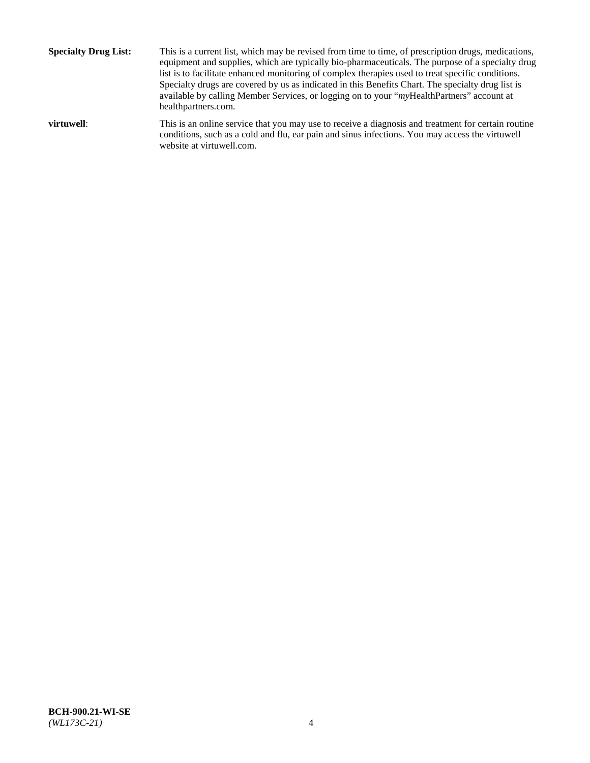**Specialty Drug List:** This is a current list, which may be revised from time to time, of prescription drugs, medications, equipment and supplies, which are typically bio-pharmaceuticals. The purpose of a specialty drug list is to facilitate enhanced monitoring of complex therapies used to treat specific conditions. Specialty drugs are covered by us as indicated in this Benefits Chart. The specialty drug list is available by calling Member Services, or logging on to your "*my*HealthPartners" account at healthpartners.com.

**virtuwell**: This is an online service that you may use to receive a diagnosis and treatment for certain routine conditions, such as a cold and flu, ear pain and sinus infections. You may access the virtuwell website at virtuwell.com.

**BCH-900.21-WI-SE**
*(WL173C-21)*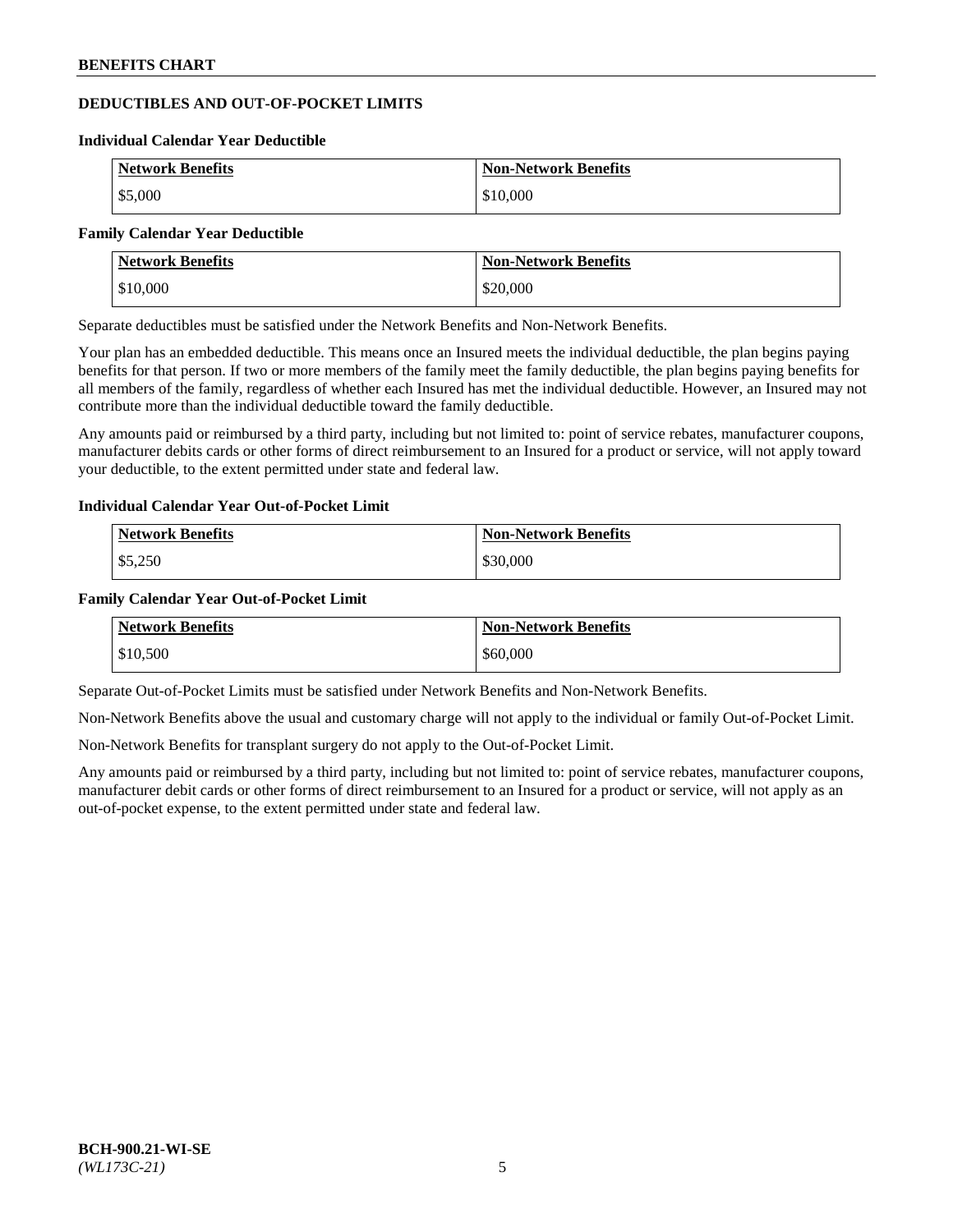## DEDUCTIBLES AND OUT-OF-POCKET LIMITS

### Individual Calendar Year Deductible

| Network Benefits | Non-Network Benefits |
|---|---|
| $5,000 | $10,000 |

### Family Calendar Year Deductible

| Network Benefits | Non-Network Benefits |
|---|---|
| $10,000 | $20,000 |

Separate deductibles must be satisfied under the Network Benefits and Non-Network Benefits.

Your plan has an embedded deductible. This means once an Insured meets the individual deductible, the plan begins paying benefits for that person. If two or more members of the family meet the family deductible, the plan begins paying benefits for all members of the family, regardless of whether each Insured has met the individual deductible. However, an Insured may not contribute more than the individual deductible toward the family deductible.

Any amounts paid or reimbursed by a third party, including but not limited to: point of service rebates, manufacturer coupons, manufacturer debits cards or other forms of direct reimbursement to an Insured for a product or service, will not apply toward your deductible, to the extent permitted under state and federal law.

### Individual Calendar Year Out-of-Pocket Limit

| Network Benefits | Non-Network Benefits |
|---|---|
| $5,250 | $30,000 |

### Family Calendar Year Out-of-Pocket Limit

| Network Benefits | Non-Network Benefits |
|---|---|
| $10,500 | $60,000 |

Separate Out-of-Pocket Limits must be satisfied under Network Benefits and Non-Network Benefits.

Non-Network Benefits above the usual and customary charge will not apply to the individual or family Out-of-Pocket Limit.

Non-Network Benefits for transplant surgery do not apply to the Out-of-Pocket Limit.

Any amounts paid or reimbursed by a third party, including but not limited to: point of service rebates, manufacturer coupons, manufacturer debit cards or other forms of direct reimbursement to an Insured for a product or service, will not apply as an out-of-pocket expense, to the extent permitted under state and federal law.

BCH-900.21-WI-SE
*(WL173C-21)*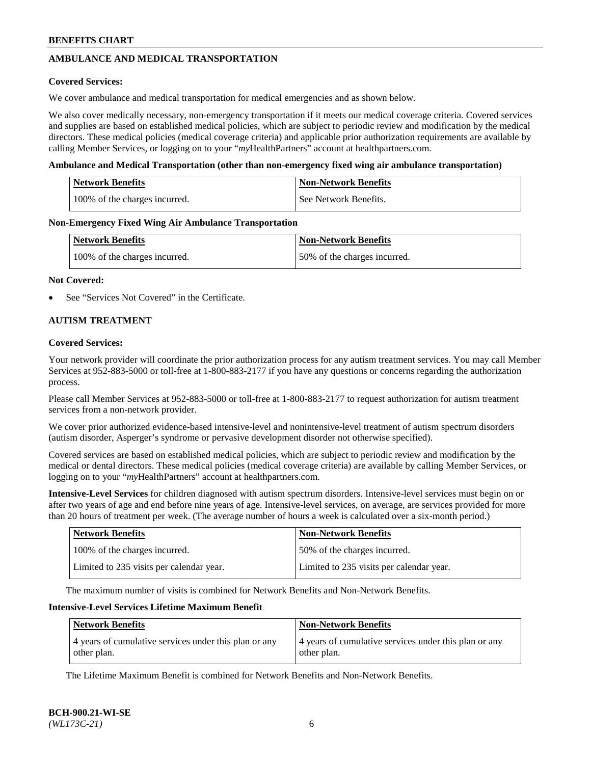## AMBULANCE AND MEDICAL TRANSPORTATION

**Covered Services:**

We cover ambulance and medical transportation for medical emergencies and as shown below.

We also cover medically necessary, non-emergency transportation if it meets our medical coverage criteria. Covered services and supplies are based on established medical policies, which are subject to periodic review and modification by the medical directors. These medical policies (medical coverage criteria) and applicable prior authorization requirements are available by calling Member Services, or logging on to your "*my*HealthPartners" account at healthpartners.com.

**Ambulance and Medical Transportation (other than non-emergency fixed wing air ambulance transportation)**

| Network Benefits | Non-Network Benefits |
|---|---|
| 100% of the charges incurred. | See Network Benefits. |

**Non-Emergency Fixed Wing Air Ambulance Transportation**

| Network Benefits | Non-Network Benefits |
|---|---|
| 100% of the charges incurred. | 50% of the charges incurred. |

**Not Covered:**

- See "Services Not Covered" in the Certificate.

## AUTISM TREATMENT

**Covered Services:**

Your network provider will coordinate the prior authorization process for any autism treatment services. You may call Member Services at 952-883-5000 or toll-free at 1-800-883-2177 if you have any questions or concerns regarding the authorization process.

Please call Member Services at 952-883-5000 or toll-free at 1-800-883-2177 to request authorization for autism treatment services from a non-network provider.

We cover prior authorized evidence-based intensive-level and nonintensive-level treatment of autism spectrum disorders (autism disorder, Asperger's syndrome or pervasive development disorder not otherwise specified).

Covered services are based on established medical policies, which are subject to periodic review and modification by the medical or dental directors. These medical policies (medical coverage criteria) are available by calling Member Services, or logging on to your "*my*HealthPartners" account at healthpartners.com.

**Intensive-Level Services** for children diagnosed with autism spectrum disorders. Intensive-level services must begin on or after two years of age and end before nine years of age. Intensive-level services, on average, are services provided for more than 20 hours of treatment per week. (The average number of hours a week is calculated over a six-month period.)

| Network Benefits | Non-Network Benefits |
|---|---|
| 100% of the charges incurred. | 50% of the charges incurred. |
| Limited to 235 visits per calendar year. | Limited to 235 visits per calendar year. |

The maximum number of visits is combined for Network Benefits and Non-Network Benefits.

**Intensive-Level Services Lifetime Maximum Benefit**

| Network Benefits | Non-Network Benefits |
|---|---|
| 4 years of cumulative services under this plan or any other plan. | 4 years of cumulative services under this plan or any other plan. |

The Lifetime Maximum Benefit is combined for Network Benefits and Non-Network Benefits.

BCH-900.21-WI-SE
*(WL173C-21)*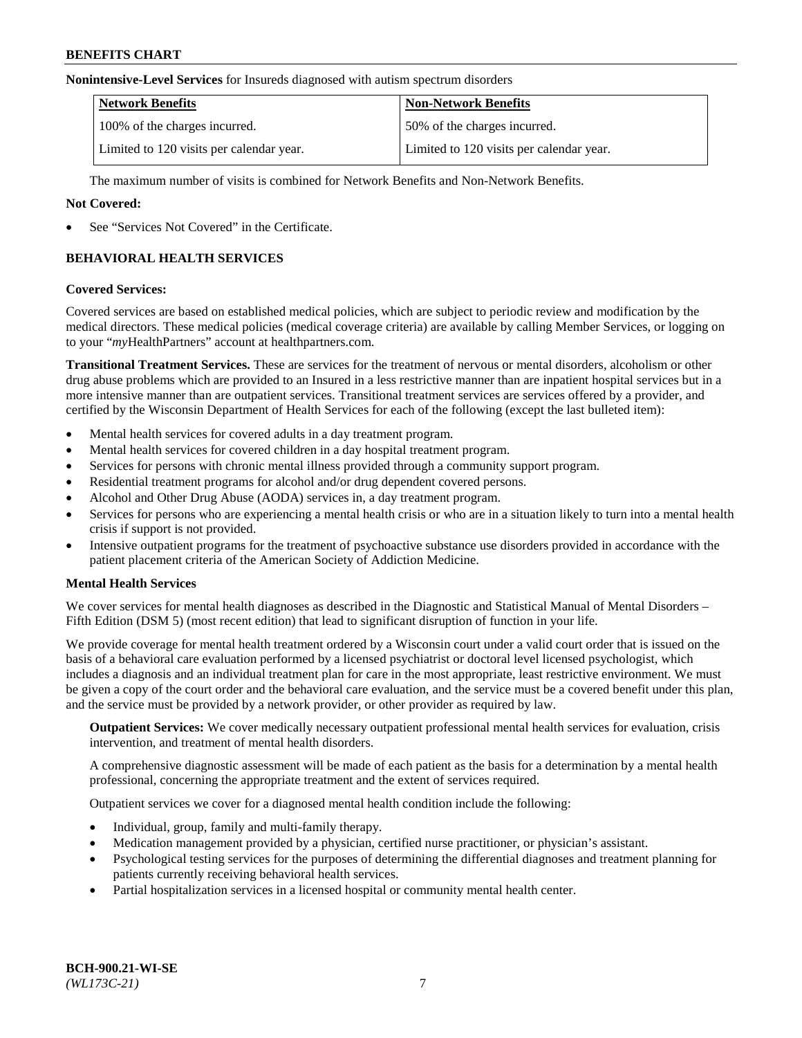**Nonintensive-Level Services** for Insureds diagnosed with autism spectrum disorders

| Network Benefits | Non-Network Benefits |
| --- | --- |
| 100% of the charges incurred. | 50% of the charges incurred. |
| Limited to 120 visits per calendar year. | Limited to 120 visits per calendar year. |

The maximum number of visits is combined for Network Benefits and Non-Network Benefits.

**Not Covered:**

- See "Services Not Covered" in the Certificate.

## BEHAVIORAL HEALTH SERVICES

**Covered Services:**

Covered services are based on established medical policies, which are subject to periodic review and modification by the medical directors. These medical policies (medical coverage criteria) are available by calling Member Services, or logging on to your "*my*HealthPartners" account at healthpartners.com.

**Transitional Treatment Services.** These are services for the treatment of nervous or mental disorders, alcoholism or other drug abuse problems which are provided to an Insured in a less restrictive manner than are inpatient hospital services but in a more intensive manner than are outpatient services. Transitional treatment services are services offered by a provider, and certified by the Wisconsin Department of Health Services for each of the following (except the last bulleted item):

- Mental health services for covered adults in a day treatment program.
- Mental health services for covered children in a day hospital treatment program.
- Services for persons with chronic mental illness provided through a community support program.
- Residential treatment programs for alcohol and/or drug dependent covered persons.
- Alcohol and Other Drug Abuse (AODA) services in, a day treatment program.
- Services for persons who are experiencing a mental health crisis or who are in a situation likely to turn into a mental health crisis if support is not provided.
- Intensive outpatient programs for the treatment of psychoactive substance use disorders provided in accordance with the patient placement criteria of the American Society of Addiction Medicine.

**Mental Health Services**

We cover services for mental health diagnoses as described in the Diagnostic and Statistical Manual of Mental Disorders – Fifth Edition (DSM 5) (most recent edition) that lead to significant disruption of function in your life.

We provide coverage for mental health treatment ordered by a Wisconsin court under a valid court order that is issued on the basis of a behavioral care evaluation performed by a licensed psychiatrist or doctoral level licensed psychologist, which includes a diagnosis and an individual treatment plan for care in the most appropriate, least restrictive environment. We must be given a copy of the court order and the behavioral care evaluation, and the service must be a covered benefit under this plan, and the service must be provided by a network provider, or other provider as required by law.

**Outpatient Services:** We cover medically necessary outpatient professional mental health services for evaluation, crisis intervention, and treatment of mental health disorders.

A comprehensive diagnostic assessment will be made of each patient as the basis for a determination by a mental health professional, concerning the appropriate treatment and the extent of services required.

Outpatient services we cover for a diagnosed mental health condition include the following:

- Individual, group, family and multi-family therapy.
- Medication management provided by a physician, certified nurse practitioner, or physician's assistant.
- Psychological testing services for the purposes of determining the differential diagnoses and treatment planning for patients currently receiving behavioral health services.
- Partial hospitalization services in a licensed hospital or community mental health center.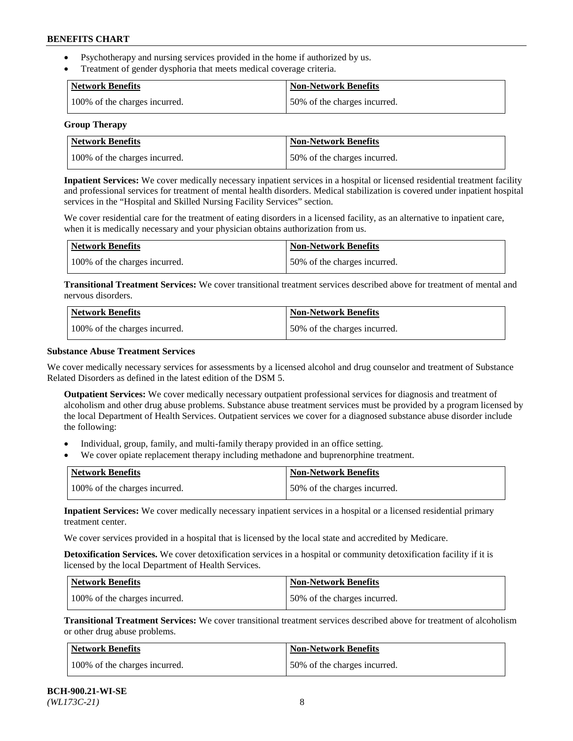- Psychotherapy and nursing services provided in the home if authorized by us.
- Treatment of gender dysphoria that meets medical coverage criteria.

| Network Benefits | Non-Network Benefits |
|---|---|
| 100% of the charges incurred. | 50% of the charges incurred. |

**Group Therapy**

| Network Benefits | Non-Network Benefits |
|---|---|
| 100% of the charges incurred. | 50% of the charges incurred. |

**Inpatient Services:** We cover medically necessary inpatient services in a hospital or licensed residential treatment facility and professional services for treatment of mental health disorders. Medical stabilization is covered under inpatient hospital services in the "Hospital and Skilled Nursing Facility Services" section.

We cover residential care for the treatment of eating disorders in a licensed facility, as an alternative to inpatient care, when it is medically necessary and your physician obtains authorization from us.

| Network Benefits | Non-Network Benefits |
|---|---|
| 100% of the charges incurred. | 50% of the charges incurred. |

**Transitional Treatment Services:** We cover transitional treatment services described above for treatment of mental and nervous disorders.

| Network Benefits | Non-Network Benefits |
|---|---|
| 100% of the charges incurred. | 50% of the charges incurred. |

**Substance Abuse Treatment Services**

We cover medically necessary services for assessments by a licensed alcohol and drug counselor and treatment of Substance Related Disorders as defined in the latest edition of the DSM 5.

**Outpatient Services:** We cover medically necessary outpatient professional services for diagnosis and treatment of alcoholism and other drug abuse problems. Substance abuse treatment services must be provided by a program licensed by the local Department of Health Services. Outpatient services we cover for a diagnosed substance abuse disorder include the following:

- Individual, group, family, and multi-family therapy provided in an office setting.
- We cover opiate replacement therapy including methadone and buprenorphine treatment.

| Network Benefits | Non-Network Benefits |
|---|---|
| 100% of the charges incurred. | 50% of the charges incurred. |

**Inpatient Services:** We cover medically necessary inpatient services in a hospital or a licensed residential primary treatment center.

We cover services provided in a hospital that is licensed by the local state and accredited by Medicare.

**Detoxification Services.** We cover detoxification services in a hospital or community detoxification facility if it is licensed by the local Department of Health Services.

| Network Benefits | Non-Network Benefits |
|---|---|
| 100% of the charges incurred. | 50% of the charges incurred. |

**Transitional Treatment Services:** We cover transitional treatment services described above for treatment of alcoholism or other drug abuse problems.

| Network Benefits | Non-Network Benefits |
|---|---|
| 100% of the charges incurred. | 50% of the charges incurred. |

BCH-900.21-WI-SE
*(WL173C-21)*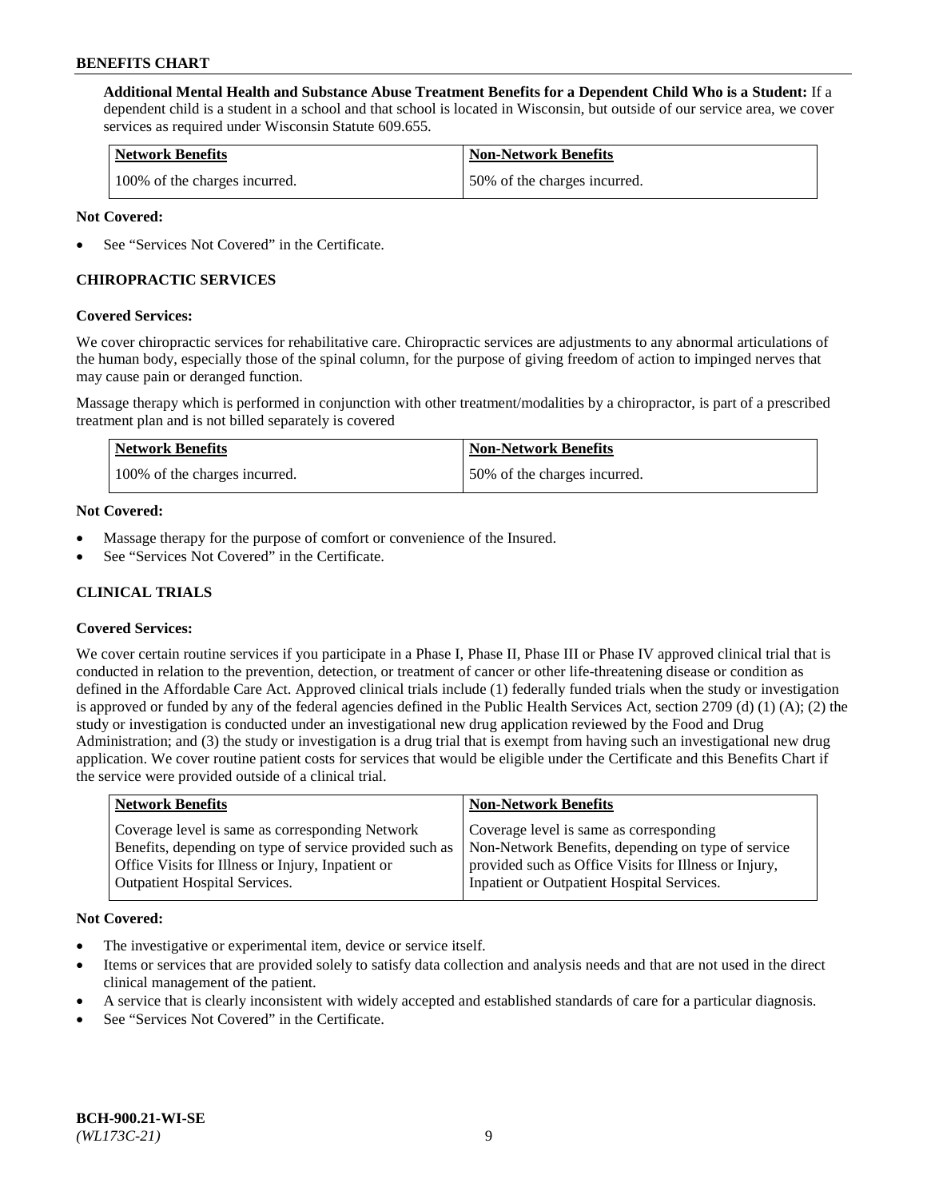**Additional Mental Health and Substance Abuse Treatment Benefits for a Dependent Child Who is a Student:** If a dependent child is a student in a school and that school is located in Wisconsin, but outside of our service area, we cover services as required under Wisconsin Statute 609.655.

| Network Benefits | Non-Network Benefits |
|---|---|
| 100% of the charges incurred. | 50% of the charges incurred. |

**Not Covered:**

- See "Services Not Covered" in the Certificate.

## CHIROPRACTIC SERVICES

**Covered Services:**

We cover chiropractic services for rehabilitative care. Chiropractic services are adjustments to any abnormal articulations of the human body, especially those of the spinal column, for the purpose of giving freedom of action to impinged nerves that may cause pain or deranged function.

Massage therapy which is performed in conjunction with other treatment/modalities by a chiropractor, is part of a prescribed treatment plan and is not billed separately is covered

| Network Benefits | Non-Network Benefits |
|---|---|
| 100% of the charges incurred. | 50% of the charges incurred. |

**Not Covered:**

- Massage therapy for the purpose of comfort or convenience of the Insured.
- See "Services Not Covered" in the Certificate.

## CLINICAL TRIALS

**Covered Services:**

We cover certain routine services if you participate in a Phase I, Phase II, Phase III or Phase IV approved clinical trial that is conducted in relation to the prevention, detection, or treatment of cancer or other life-threatening disease or condition as defined in the Affordable Care Act. Approved clinical trials include (1) federally funded trials when the study or investigation is approved or funded by any of the federal agencies defined in the Public Health Services Act, section 2709 (d) (1) (A); (2) the study or investigation is conducted under an investigational new drug application reviewed by the Food and Drug Administration; and (3) the study or investigation is a drug trial that is exempt from having such an investigational new drug application. We cover routine patient costs for services that would be eligible under the Certificate and this Benefits Chart if the service were provided outside of a clinical trial.

| Network Benefits | Non-Network Benefits |
|---|---|
| Coverage level is same as corresponding Network Benefits, depending on type of service provided such as Office Visits for Illness or Injury, Inpatient or Outpatient Hospital Services. | Coverage level is same as corresponding Non-Network Benefits, depending on type of service provided such as Office Visits for Illness or Injury, Inpatient or Outpatient Hospital Services. |

**Not Covered:**

- The investigative or experimental item, device or service itself.
- Items or services that are provided solely to satisfy data collection and analysis needs and that are not used in the direct clinical management of the patient.
- A service that is clearly inconsistent with widely accepted and established standards of care for a particular diagnosis.
- See "Services Not Covered" in the Certificate.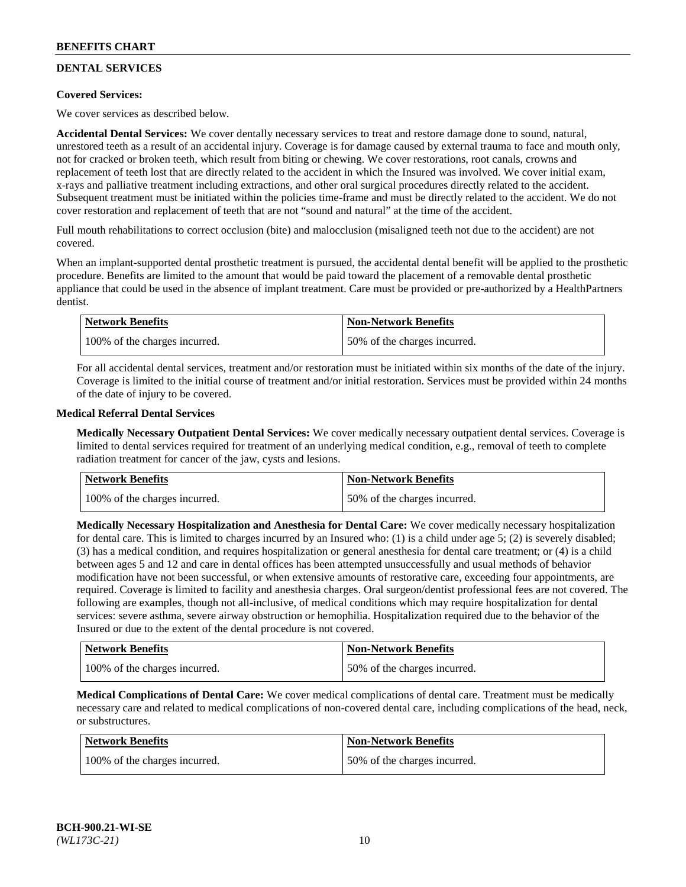## DENTAL SERVICES

**Covered Services:**

We cover services as described below.

**Accidental Dental Services:** We cover dentally necessary services to treat and restore damage done to sound, natural, unrestored teeth as a result of an accidental injury. Coverage is for damage caused by external trauma to face and mouth only, not for cracked or broken teeth, which result from biting or chewing. We cover restorations, root canals, crowns and replacement of teeth lost that are directly related to the accident in which the Insured was involved. We cover initial exam, x-rays and palliative treatment including extractions, and other oral surgical procedures directly related to the accident. Subsequent treatment must be initiated within the policies time-frame and must be directly related to the accident. We do not cover restoration and replacement of teeth that are not "sound and natural" at the time of the accident.

Full mouth rehabilitations to correct occlusion (bite) and malocclusion (misaligned teeth not due to the accident) are not covered.

When an implant-supported dental prosthetic treatment is pursued, the accidental dental benefit will be applied to the prosthetic procedure. Benefits are limited to the amount that would be paid toward the placement of a removable dental prosthetic appliance that could be used in the absence of implant treatment. Care must be provided or pre-authorized by a HealthPartners dentist.

| Network Benefits | Non-Network Benefits |
|---|---|
| 100% of the charges incurred. | 50% of the charges incurred. |

For all accidental dental services, treatment and/or restoration must be initiated within six months of the date of the injury. Coverage is limited to the initial course of treatment and/or initial restoration. Services must be provided within 24 months of the date of injury to be covered.

**Medical Referral Dental Services**

**Medically Necessary Outpatient Dental Services:** We cover medically necessary outpatient dental services. Coverage is limited to dental services required for treatment of an underlying medical condition, e.g., removal of teeth to complete radiation treatment for cancer of the jaw, cysts and lesions.

| Network Benefits | Non-Network Benefits |
|---|---|
| 100% of the charges incurred. | 50% of the charges incurred. |

**Medically Necessary Hospitalization and Anesthesia for Dental Care:** We cover medically necessary hospitalization for dental care. This is limited to charges incurred by an Insured who: (1) is a child under age 5; (2) is severely disabled; (3) has a medical condition, and requires hospitalization or general anesthesia for dental care treatment; or (4) is a child between ages 5 and 12 and care in dental offices has been attempted unsuccessfully and usual methods of behavior modification have not been successful, or when extensive amounts of restorative care, exceeding four appointments, are required. Coverage is limited to facility and anesthesia charges. Oral surgeon/dentist professional fees are not covered. The following are examples, though not all-inclusive, of medical conditions which may require hospitalization for dental services: severe asthma, severe airway obstruction or hemophilia. Hospitalization required due to the behavior of the Insured or due to the extent of the dental procedure is not covered.

| Network Benefits | Non-Network Benefits |
|---|---|
| 100% of the charges incurred. | 50% of the charges incurred. |

**Medical Complications of Dental Care:** We cover medical complications of dental care. Treatment must be medically necessary care and related to medical complications of non-covered dental care, including complications of the head, neck, or substructures.

| Network Benefits | Non-Network Benefits |
|---|---|
| 100% of the charges incurred. | 50% of the charges incurred. |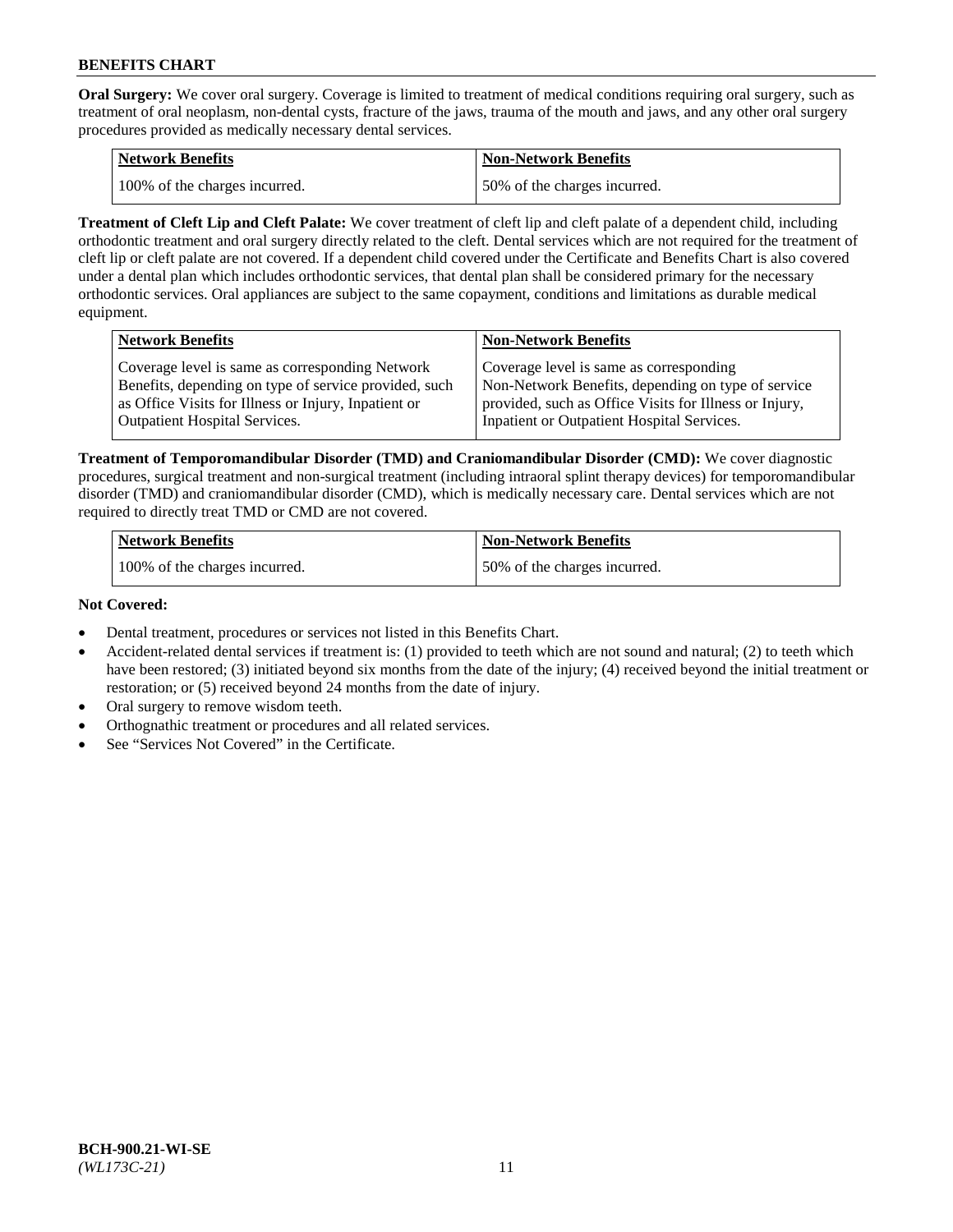**Oral Surgery:** We cover oral surgery. Coverage is limited to treatment of medical conditions requiring oral surgery, such as treatment of oral neoplasm, non-dental cysts, fracture of the jaws, trauma of the mouth and jaws, and any other oral surgery procedures provided as medically necessary dental services.

| Network Benefits | Non-Network Benefits |
| --- | --- |
| 100% of the charges incurred. | 50% of the charges incurred. |

**Treatment of Cleft Lip and Cleft Palate:** We cover treatment of cleft lip and cleft palate of a dependent child, including orthodontic treatment and oral surgery directly related to the cleft. Dental services which are not required for the treatment of cleft lip or cleft palate are not covered. If a dependent child covered under the Certificate and Benefits Chart is also covered under a dental plan which includes orthodontic services, that dental plan shall be considered primary for the necessary orthodontic services. Oral appliances are subject to the same copayment, conditions and limitations as durable medical equipment.

| Network Benefits | Non-Network Benefits |
| --- | --- |
| Coverage level is same as corresponding Network Benefits, depending on type of service provided, such as Office Visits for Illness or Injury, Inpatient or Outpatient Hospital Services. | Coverage level is same as corresponding Non-Network Benefits, depending on type of service provided, such as Office Visits for Illness or Injury, Inpatient or Outpatient Hospital Services. |

**Treatment of Temporomandibular Disorder (TMD) and Craniomandibular Disorder (CMD):** We cover diagnostic procedures, surgical treatment and non-surgical treatment (including intraoral splint therapy devices) for temporomandibular disorder (TMD) and craniomandibular disorder (CMD), which is medically necessary care. Dental services which are not required to directly treat TMD or CMD are not covered.

| Network Benefits | Non-Network Benefits |
| --- | --- |
| 100% of the charges incurred. | 50% of the charges incurred. |

**Not Covered:**

- Dental treatment, procedures or services not listed in this Benefits Chart.
- Accident-related dental services if treatment is: (1) provided to teeth which are not sound and natural; (2) to teeth which have been restored; (3) initiated beyond six months from the date of the injury; (4) received beyond the initial treatment or restoration; or (5) received beyond 24 months from the date of injury.
- Oral surgery to remove wisdom teeth.
- Orthognathic treatment or procedures and all related services.
- See "Services Not Covered" in the Certificate.

BCH-900.21-WI-SE
*(WL173C-21)*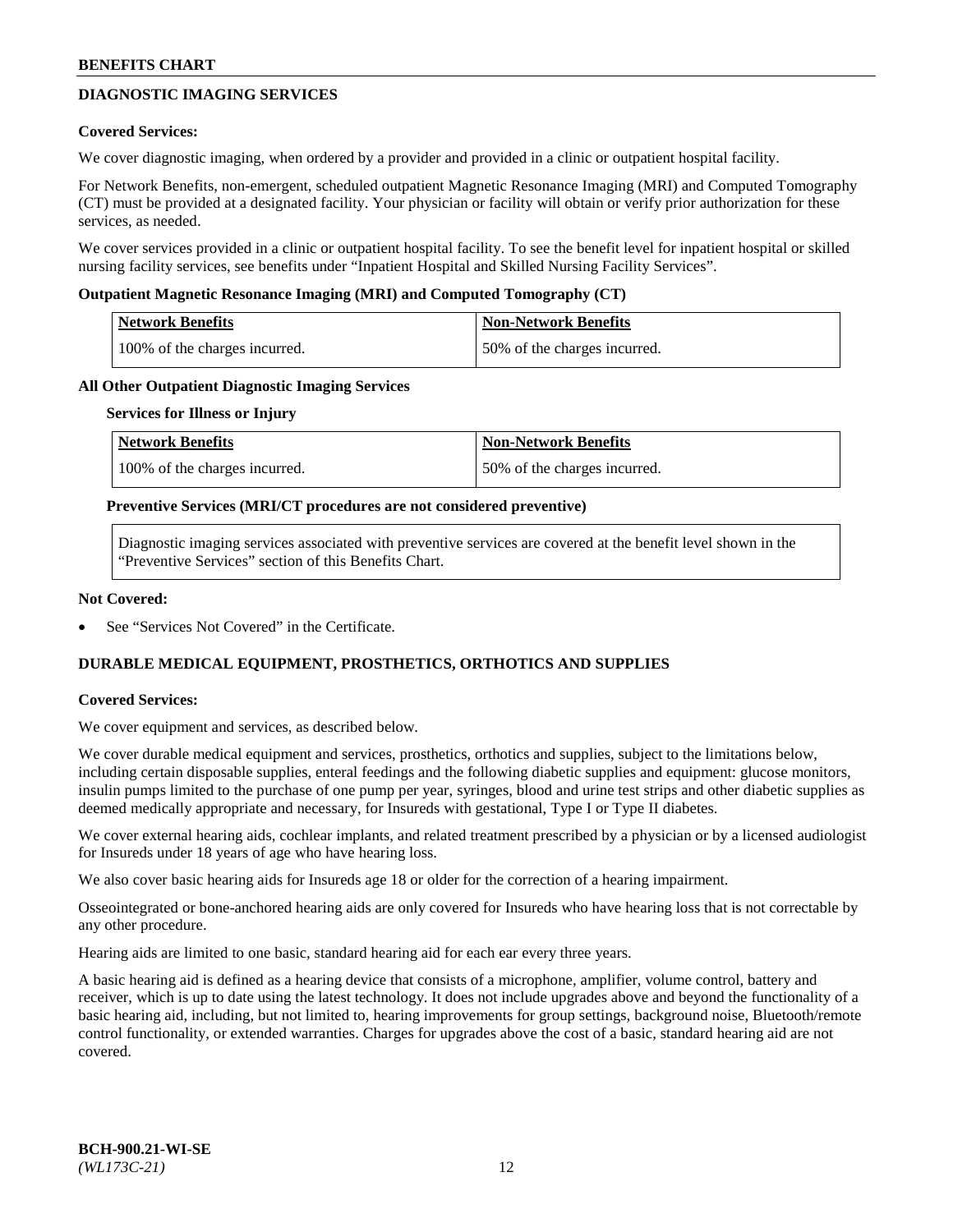## DIAGNOSTIC IMAGING SERVICES

**Covered Services:**

We cover diagnostic imaging, when ordered by a provider and provided in a clinic or outpatient hospital facility.

For Network Benefits, non-emergent, scheduled outpatient Magnetic Resonance Imaging (MRI) and Computed Tomography (CT) must be provided at a designated facility. Your physician or facility will obtain or verify prior authorization for these services, as needed.

We cover services provided in a clinic or outpatient hospital facility. To see the benefit level for inpatient hospital or skilled nursing facility services, see benefits under "Inpatient Hospital and Skilled Nursing Facility Services".

**Outpatient Magnetic Resonance Imaging (MRI) and Computed Tomography (CT)**

| Network Benefits | Non-Network Benefits |
|---|---|
| 100% of the charges incurred. | 50% of the charges incurred. |

**All Other Outpatient Diagnostic Imaging Services**

**Services for Illness or Injury**

| Network Benefits | Non-Network Benefits |
|---|---|
| 100% of the charges incurred. | 50% of the charges incurred. |

**Preventive Services (MRI/CT procedures are not considered preventive)**

Diagnostic imaging services associated with preventive services are covered at the benefit level shown in the "Preventive Services" section of this Benefits Chart.

**Not Covered:**

- See "Services Not Covered" in the Certificate.

## DURABLE MEDICAL EQUIPMENT, PROSTHETICS, ORTHOTICS AND SUPPLIES

**Covered Services:**

We cover equipment and services, as described below.

We cover durable medical equipment and services, prosthetics, orthotics and supplies, subject to the limitations below, including certain disposable supplies, enteral feedings and the following diabetic supplies and equipment: glucose monitors, insulin pumps limited to the purchase of one pump per year, syringes, blood and urine test strips and other diabetic supplies as deemed medically appropriate and necessary, for Insureds with gestational, Type I or Type II diabetes.

We cover external hearing aids, cochlear implants, and related treatment prescribed by a physician or by a licensed audiologist for Insureds under 18 years of age who have hearing loss.

We also cover basic hearing aids for Insureds age 18 or older for the correction of a hearing impairment.

Osseointegrated or bone-anchored hearing aids are only covered for Insureds who have hearing loss that is not correctable by any other procedure.

Hearing aids are limited to one basic, standard hearing aid for each ear every three years.

A basic hearing aid is defined as a hearing device that consists of a microphone, amplifier, volume control, battery and receiver, which is up to date using the latest technology. It does not include upgrades above and beyond the functionality of a basic hearing aid, including, but not limited to, hearing improvements for group settings, background noise, Bluetooth/remote control functionality, or extended warranties. Charges for upgrades above the cost of a basic, standard hearing aid are not covered.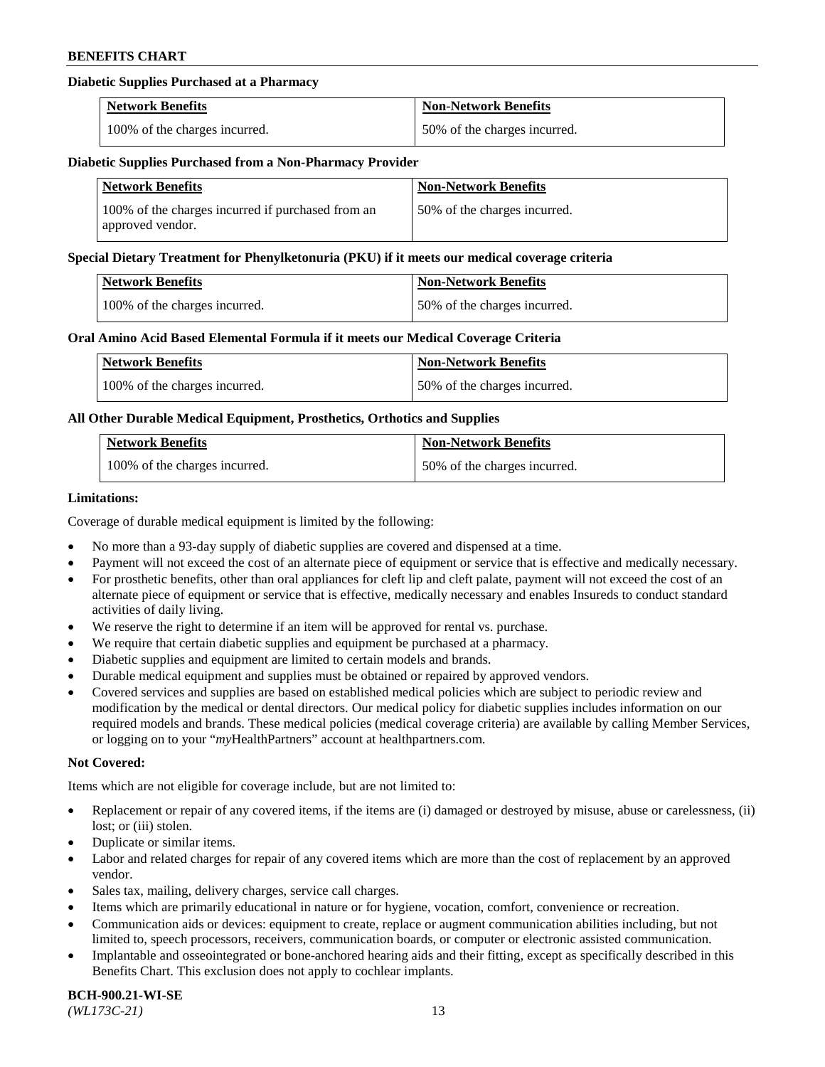### Diabetic Supplies Purchased at a Pharmacy

| Network Benefits | Non-Network Benefits |
| --- | --- |
| 100% of the charges incurred. | 50% of the charges incurred. |

### Diabetic Supplies Purchased from a Non-Pharmacy Provider

| Network Benefits | Non-Network Benefits |
| --- | --- |
| 100% of the charges incurred if purchased from an approved vendor. | 50% of the charges incurred. |

### Special Dietary Treatment for Phenylketonuria (PKU) if it meets our medical coverage criteria

| Network Benefits | Non-Network Benefits |
| --- | --- |
| 100% of the charges incurred. | 50% of the charges incurred. |

### Oral Amino Acid Based Elemental Formula if it meets our Medical Coverage Criteria

| Network Benefits | Non-Network Benefits |
| --- | --- |
| 100% of the charges incurred. | 50% of the charges incurred. |

### All Other Durable Medical Equipment, Prosthetics, Orthotics and Supplies

| Network Benefits | Non-Network Benefits |
| --- | --- |
| 100% of the charges incurred. | 50% of the charges incurred. |

**Limitations:**

Coverage of durable medical equipment is limited by the following:

- No more than a 93-day supply of diabetic supplies are covered and dispensed at a time.
- Payment will not exceed the cost of an alternate piece of equipment or service that is effective and medically necessary.
- For prosthetic benefits, other than oral appliances for cleft lip and cleft palate, payment will not exceed the cost of an alternate piece of equipment or service that is effective, medically necessary and enables Insureds to conduct standard activities of daily living.
- We reserve the right to determine if an item will be approved for rental vs. purchase.
- We require that certain diabetic supplies and equipment be purchased at a pharmacy.
- Diabetic supplies and equipment are limited to certain models and brands.
- Durable medical equipment and supplies must be obtained or repaired by approved vendors.
- Covered services and supplies are based on established medical policies which are subject to periodic review and modification by the medical or dental directors. Our medical policy for diabetic supplies includes information on our required models and brands. These medical policies (medical coverage criteria) are available by calling Member Services, or logging on to your "*my*HealthPartners" account at healthpartners.com.

**Not Covered:**

Items which are not eligible for coverage include, but are not limited to:

- Replacement or repair of any covered items, if the items are (i) damaged or destroyed by misuse, abuse or carelessness, (ii) lost; or (iii) stolen.
- Duplicate or similar items.
- Labor and related charges for repair of any covered items which are more than the cost of replacement by an approved vendor.
- Sales tax, mailing, delivery charges, service call charges.
- Items which are primarily educational in nature or for hygiene, vocation, comfort, convenience or recreation.
- Communication aids or devices: equipment to create, replace or augment communication abilities including, but not limited to, speech processors, receivers, communication boards, or computer or electronic assisted communication.
- Implantable and osseointegrated or bone-anchored hearing aids and their fitting, except as specifically described in this Benefits Chart. This exclusion does not apply to cochlear implants.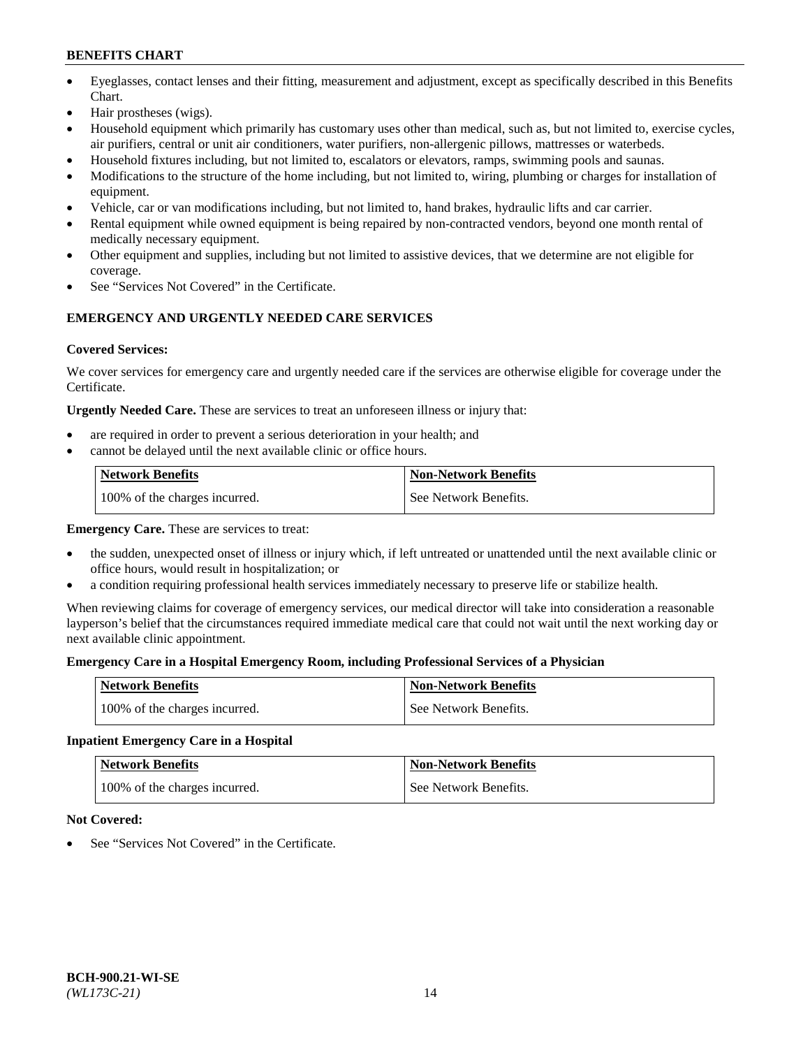- Eyeglasses, contact lenses and their fitting, measurement and adjustment, except as specifically described in this Benefits Chart.
- Hair prostheses (wigs).
- Household equipment which primarily has customary uses other than medical, such as, but not limited to, exercise cycles, air purifiers, central or unit air conditioners, water purifiers, non-allergenic pillows, mattresses or waterbeds.
- Household fixtures including, but not limited to, escalators or elevators, ramps, swimming pools and saunas.
- Modifications to the structure of the home including, but not limited to, wiring, plumbing or charges for installation of equipment.
- Vehicle, car or van modifications including, but not limited to, hand brakes, hydraulic lifts and car carrier.
- Rental equipment while owned equipment is being repaired by non-contracted vendors, beyond one month rental of medically necessary equipment.
- Other equipment and supplies, including but not limited to assistive devices, that we determine are not eligible for coverage.
- See "Services Not Covered" in the Certificate.

## EMERGENCY AND URGENTLY NEEDED CARE SERVICES

**Covered Services:**

We cover services for emergency care and urgently needed care if the services are otherwise eligible for coverage under the Certificate.

**Urgently Needed Care.** These are services to treat an unforeseen illness or injury that:

- are required in order to prevent a serious deterioration in your health; and
- cannot be delayed until the next available clinic or office hours.

| Network Benefits | Non-Network Benefits |
|---|---|
| 100% of the charges incurred. | See Network Benefits. |

**Emergency Care.** These are services to treat:

- the sudden, unexpected onset of illness or injury which, if left untreated or unattended until the next available clinic or office hours, would result in hospitalization; or
- a condition requiring professional health services immediately necessary to preserve life or stabilize health.

When reviewing claims for coverage of emergency services, our medical director will take into consideration a reasonable layperson's belief that the circumstances required immediate medical care that could not wait until the next working day or next available clinic appointment.

**Emergency Care in a Hospital Emergency Room, including Professional Services of a Physician**

| Network Benefits | Non-Network Benefits |
|---|---|
| 100% of the charges incurred. | See Network Benefits. |

**Inpatient Emergency Care in a Hospital**

| Network Benefits | Non-Network Benefits |
|---|---|
| 100% of the charges incurred. | See Network Benefits. |

**Not Covered:**

- See "Services Not Covered" in the Certificate.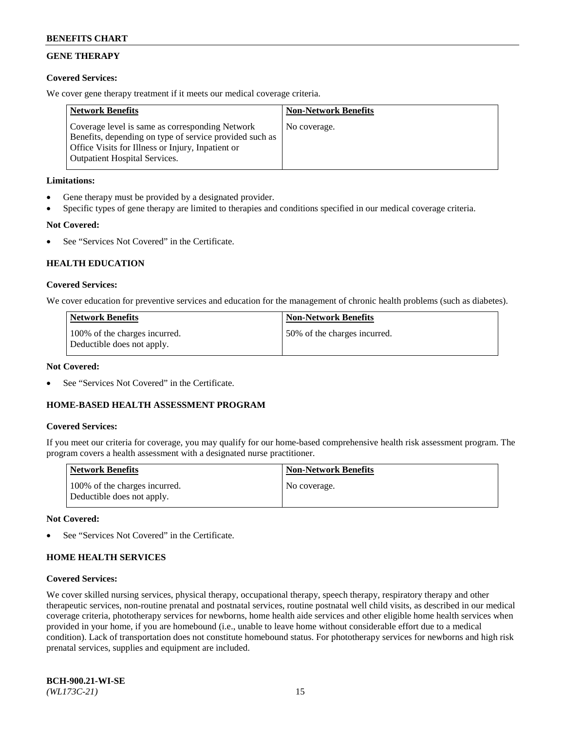## GENE THERAPY

**Covered Services:**

We cover gene therapy treatment if it meets our medical coverage criteria.

| Network Benefits | Non-Network Benefits |
| --- | --- |
| Coverage level is same as corresponding Network Benefits, depending on type of service provided such as Office Visits for Illness or Injury, Inpatient or Outpatient Hospital Services. | No coverage. |

**Limitations:**

- Gene therapy must be provided by a designated provider.
- Specific types of gene therapy are limited to therapies and conditions specified in our medical coverage criteria.

**Not Covered:**

- See "Services Not Covered" in the Certificate.

## HEALTH EDUCATION

**Covered Services:**

We cover education for preventive services and education for the management of chronic health problems (such as diabetes).

| Network Benefits | Non-Network Benefits |
| --- | --- |
| 100% of the charges incurred. Deductible does not apply. | 50% of the charges incurred. |

**Not Covered:**

- See "Services Not Covered" in the Certificate.

## HOME-BASED HEALTH ASSESSMENT PROGRAM

**Covered Services:**

If you meet our criteria for coverage, you may qualify for our home-based comprehensive health risk assessment program. The program covers a health assessment with a designated nurse practitioner.

| Network Benefits | Non-Network Benefits |
| --- | --- |
| 100% of the charges incurred. Deductible does not apply. | No coverage. |

**Not Covered:**

- See "Services Not Covered" in the Certificate.

## HOME HEALTH SERVICES

**Covered Services:**

We cover skilled nursing services, physical therapy, occupational therapy, speech therapy, respiratory therapy and other therapeutic services, non-routine prenatal and postnatal services, routine postnatal well child visits, as described in our medical coverage criteria, phototherapy services for newborns, home health aide services and other eligible home health services when provided in your home, if you are homebound (i.e., unable to leave home without considerable effort due to a medical condition). Lack of transportation does not constitute homebound status. For phototherapy services for newborns and high risk prenatal services, supplies and equipment are included.

**BCH-900.21-WI-SE**
*(WL173C-21)*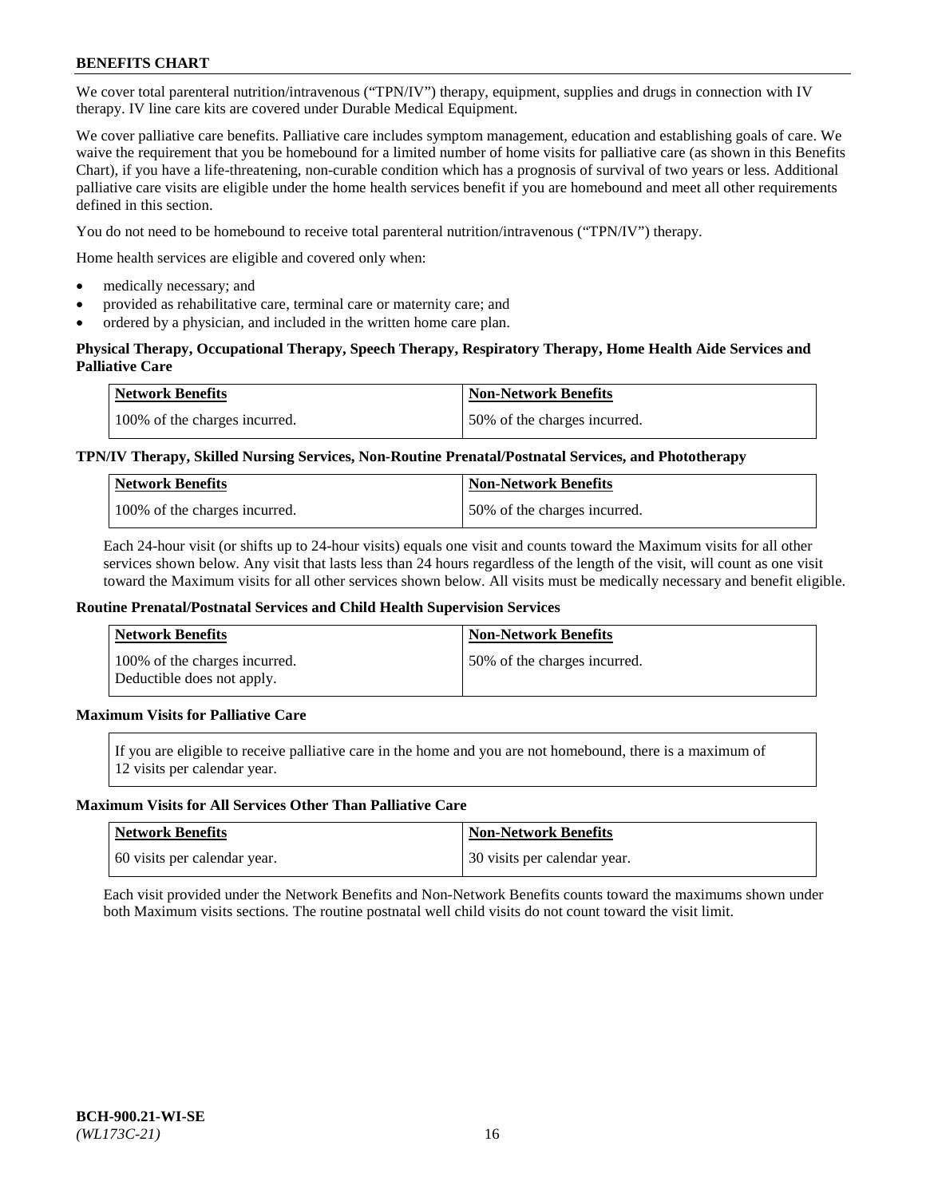We cover total parenteral nutrition/intravenous ("TPN/IV") therapy, equipment, supplies and drugs in connection with IV therapy. IV line care kits are covered under Durable Medical Equipment.

We cover palliative care benefits. Palliative care includes symptom management, education and establishing goals of care. We waive the requirement that you be homebound for a limited number of home visits for palliative care (as shown in this Benefits Chart), if you have a life-threatening, non-curable condition which has a prognosis of survival of two years or less. Additional palliative care visits are eligible under the home health services benefit if you are homebound and meet all other requirements defined in this section.

You do not need to be homebound to receive total parenteral nutrition/intravenous ("TPN/IV") therapy.

Home health services are eligible and covered only when:

- medically necessary; and
- provided as rehabilitative care, terminal care or maternity care; and
- ordered by a physician, and included in the written home care plan.

**Physical Therapy, Occupational Therapy, Speech Therapy, Respiratory Therapy, Home Health Aide Services and Palliative Care**

| Network Benefits | Non-Network Benefits |
|---|---|
| 100% of the charges incurred. | 50% of the charges incurred. |

**TPN/IV Therapy, Skilled Nursing Services, Non-Routine Prenatal/Postnatal Services, and Phototherapy**

| Network Benefits | Non-Network Benefits |
|---|---|
| 100% of the charges incurred. | 50% of the charges incurred. |

Each 24-hour visit (or shifts up to 24-hour visits) equals one visit and counts toward the Maximum visits for all other services shown below. Any visit that lasts less than 24 hours regardless of the length of the visit, will count as one visit toward the Maximum visits for all other services shown below. All visits must be medically necessary and benefit eligible.

**Routine Prenatal/Postnatal Services and Child Health Supervision Services**

| Network Benefits | Non-Network Benefits |
|---|---|
| 100% of the charges incurred. Deductible does not apply. | 50% of the charges incurred. |

**Maximum Visits for Palliative Care**

| If you are eligible to receive palliative care in the home and you are not homebound, there is a maximum of 12 visits per calendar year. |
|---|

**Maximum Visits for All Services Other Than Palliative Care**

| Network Benefits | Non-Network Benefits |
|---|---|
| 60 visits per calendar year. | 30 visits per calendar year. |

Each visit provided under the Network Benefits and Non-Network Benefits counts toward the maximums shown under both Maximum visits sections. The routine postnatal well child visits do not count toward the visit limit.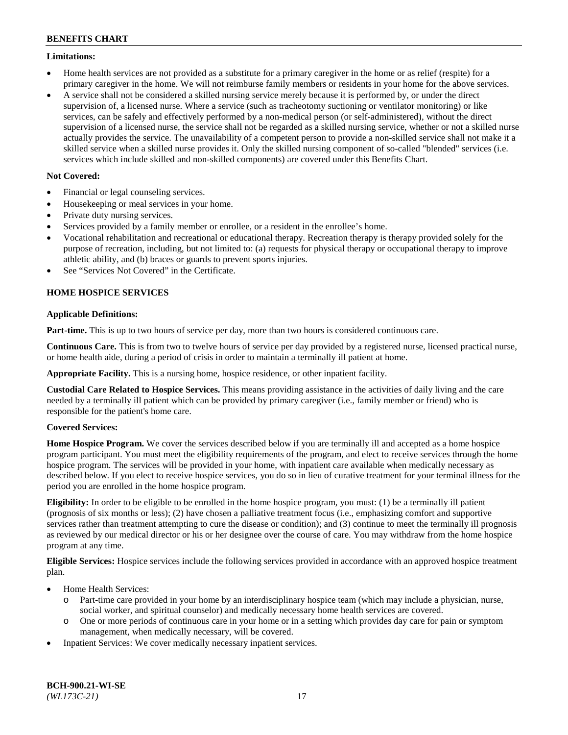**Limitations:**

- Home health services are not provided as a substitute for a primary caregiver in the home or as relief (respite) for a primary caregiver in the home. We will not reimburse family members or residents in your home for the above services.
- A service shall not be considered a skilled nursing service merely because it is performed by, or under the direct supervision of, a licensed nurse. Where a service (such as tracheotomy suctioning or ventilator monitoring) or like services, can be safely and effectively performed by a non-medical person (or self-administered), without the direct supervision of a licensed nurse, the service shall not be regarded as a skilled nursing service, whether or not a skilled nurse actually provides the service. The unavailability of a competent person to provide a non-skilled service shall not make it a skilled service when a skilled nurse provides it. Only the skilled nursing component of so-called "blended" services (i.e. services which include skilled and non-skilled components) are covered under this Benefits Chart.

**Not Covered:**

- Financial or legal counseling services.
- Housekeeping or meal services in your home.
- Private duty nursing services.
- Services provided by a family member or enrollee, or a resident in the enrollee's home.
- Vocational rehabilitation and recreational or educational therapy. Recreation therapy is therapy provided solely for the purpose of recreation, including, but not limited to: (a) requests for physical therapy or occupational therapy to improve athletic ability, and (b) braces or guards to prevent sports injuries.
- See "Services Not Covered" in the Certificate.

## HOME HOSPICE SERVICES

**Applicable Definitions:**

**Part-time.** This is up to two hours of service per day, more than two hours is considered continuous care.

**Continuous Care.** This is from two to twelve hours of service per day provided by a registered nurse, licensed practical nurse, or home health aide, during a period of crisis in order to maintain a terminally ill patient at home.

**Appropriate Facility.** This is a nursing home, hospice residence, or other inpatient facility.

**Custodial Care Related to Hospice Services.** This means providing assistance in the activities of daily living and the care needed by a terminally ill patient which can be provided by primary caregiver (i.e., family member or friend) who is responsible for the patient's home care.

**Covered Services:**

**Home Hospice Program.** We cover the services described below if you are terminally ill and accepted as a home hospice program participant. You must meet the eligibility requirements of the program, and elect to receive services through the home hospice program. The services will be provided in your home, with inpatient care available when medically necessary as described below. If you elect to receive hospice services, you do so in lieu of curative treatment for your terminal illness for the period you are enrolled in the home hospice program.

**Eligibility:** In order to be eligible to be enrolled in the home hospice program, you must: (1) be a terminally ill patient (prognosis of six months or less); (2) have chosen a palliative treatment focus (i.e., emphasizing comfort and supportive services rather than treatment attempting to cure the disease or condition); and (3) continue to meet the terminally ill prognosis as reviewed by our medical director or his or her designee over the course of care. You may withdraw from the home hospice program at any time.

**Eligible Services:** Hospice services include the following services provided in accordance with an approved hospice treatment plan.

- Home Health Services:
  - Part-time care provided in your home by an interdisciplinary hospice team (which may include a physician, nurse, social worker, and spiritual counselor) and medically necessary home health services are covered.
  - One or more periods of continuous care in your home or in a setting which provides day care for pain or symptom management, when medically necessary, will be covered.
- Inpatient Services: We cover medically necessary inpatient services.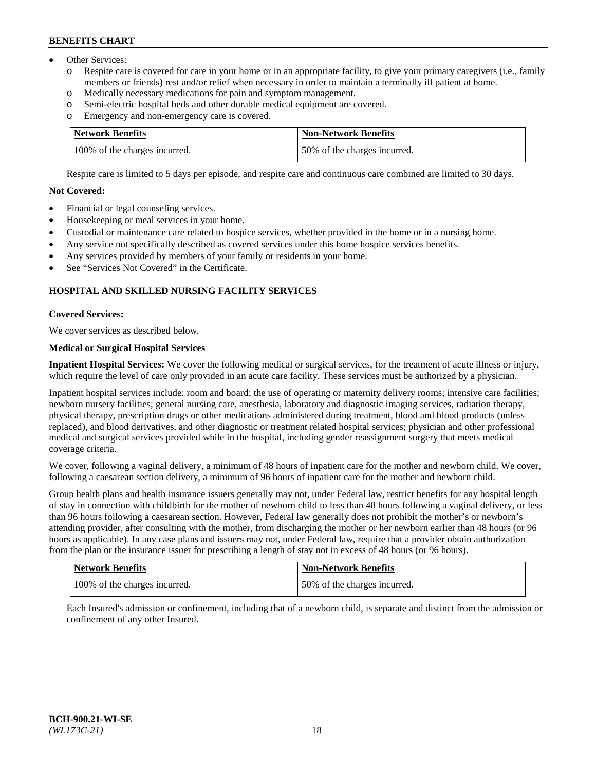- Other Services:
  - o Respite care is covered for care in your home or in an appropriate facility, to give your primary caregivers (i.e., family members or friends) rest and/or relief when necessary in order to maintain a terminally ill patient at home.
  - o Medically necessary medications for pain and symptom management.
  - o Semi-electric hospital beds and other durable medical equipment are covered.
  - o Emergency and non-emergency care is covered.

| Network Benefits | Non-Network Benefits |
| --- | --- |
| 100% of the charges incurred. | 50% of the charges incurred. |

Respite care is limited to 5 days per episode, and respite care and continuous care combined are limited to 30 days.

**Not Covered:**

- Financial or legal counseling services.
- Housekeeping or meal services in your home.
- Custodial or maintenance care related to hospice services, whether provided in the home or in a nursing home.
- Any service not specifically described as covered services under this home hospice services benefits.
- Any services provided by members of your family or residents in your home.
- See "Services Not Covered" in the Certificate.

## HOSPITAL AND SKILLED NURSING FACILITY SERVICES

**Covered Services:**

We cover services as described below.

**Medical or Surgical Hospital Services**

**Inpatient Hospital Services:** We cover the following medical or surgical services, for the treatment of acute illness or injury, which require the level of care only provided in an acute care facility. These services must be authorized by a physician.

Inpatient hospital services include: room and board; the use of operating or maternity delivery rooms; intensive care facilities; newborn nursery facilities; general nursing care, anesthesia, laboratory and diagnostic imaging services, radiation therapy, physical therapy, prescription drugs or other medications administered during treatment, blood and blood products (unless replaced), and blood derivatives, and other diagnostic or treatment related hospital services; physician and other professional medical and surgical services provided while in the hospital, including gender reassignment surgery that meets medical coverage criteria.

We cover, following a vaginal delivery, a minimum of 48 hours of inpatient care for the mother and newborn child. We cover, following a caesarean section delivery, a minimum of 96 hours of inpatient care for the mother and newborn child.

Group health plans and health insurance issuers generally may not, under Federal law, restrict benefits for any hospital length of stay in connection with childbirth for the mother of newborn child to less than 48 hours following a vaginal delivery, or less than 96 hours following a caesarean section. However, Federal law generally does not prohibit the mother's or newborn's attending provider, after consulting with the mother, from discharging the mother or her newborn earlier than 48 hours (or 96 hours as applicable). In any case plans and issuers may not, under Federal law, require that a provider obtain authorization from the plan or the insurance issuer for prescribing a length of stay not in excess of 48 hours (or 96 hours).

| Network Benefits | Non-Network Benefits |
| --- | --- |
| 100% of the charges incurred. | 50% of the charges incurred. |

Each Insured's admission or confinement, including that of a newborn child, is separate and distinct from the admission or confinement of any other Insured.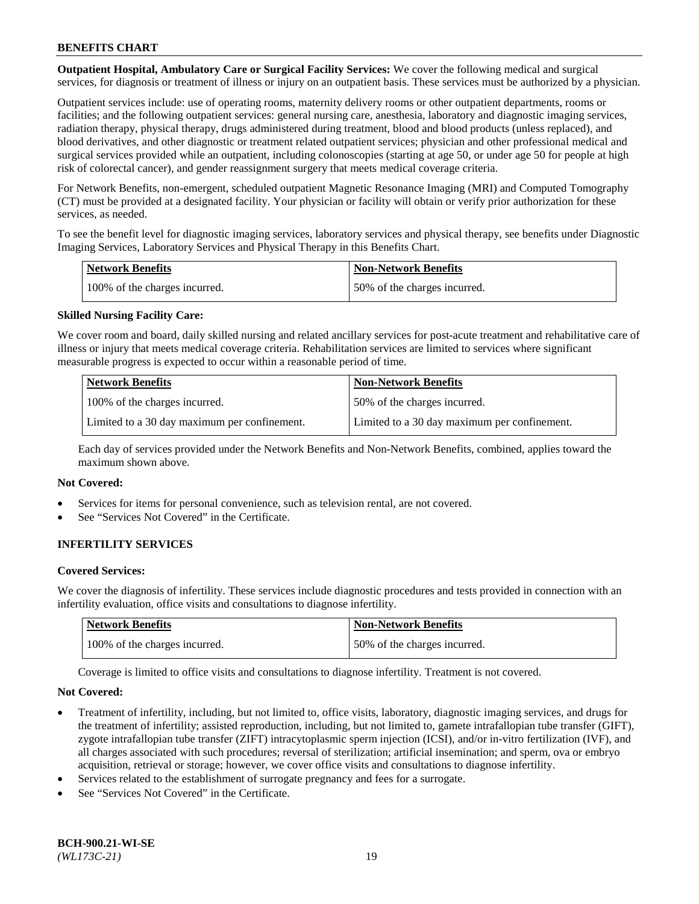**Outpatient Hospital, Ambulatory Care or Surgical Facility Services:** We cover the following medical and surgical services, for diagnosis or treatment of illness or injury on an outpatient basis. These services must be authorized by a physician.

Outpatient services include: use of operating rooms, maternity delivery rooms or other outpatient departments, rooms or facilities; and the following outpatient services: general nursing care, anesthesia, laboratory and diagnostic imaging services, radiation therapy, physical therapy, drugs administered during treatment, blood and blood products (unless replaced), and blood derivatives, and other diagnostic or treatment related outpatient services; physician and other professional medical and surgical services provided while an outpatient, including colonoscopies (starting at age 50, or under age 50 for people at high risk of colorectal cancer), and gender reassignment surgery that meets medical coverage criteria.

For Network Benefits, non-emergent, scheduled outpatient Magnetic Resonance Imaging (MRI) and Computed Tomography (CT) must be provided at a designated facility. Your physician or facility will obtain or verify prior authorization for these services, as needed.

To see the benefit level for diagnostic imaging services, laboratory services and physical therapy, see benefits under Diagnostic Imaging Services, Laboratory Services and Physical Therapy in this Benefits Chart.

| Network Benefits | Non-Network Benefits |
| --- | --- |
| 100% of the charges incurred. | 50% of the charges incurred. |

**Skilled Nursing Facility Care:**

We cover room and board, daily skilled nursing and related ancillary services for post-acute treatment and rehabilitative care of illness or injury that meets medical coverage criteria. Rehabilitation services are limited to services where significant measurable progress is expected to occur within a reasonable period of time.

| Network Benefits | Non-Network Benefits |
| --- | --- |
| 100% of the charges incurred. | 50% of the charges incurred. |
| Limited to a 30 day maximum per confinement. | Limited to a 30 day maximum per confinement. |

Each day of services provided under the Network Benefits and Non-Network Benefits, combined, applies toward the maximum shown above.

**Not Covered:**

- Services for items for personal convenience, such as television rental, are not covered.
- See "Services Not Covered" in the Certificate.

## INFERTILITY SERVICES

**Covered Services:**

We cover the diagnosis of infertility. These services include diagnostic procedures and tests provided in connection with an infertility evaluation, office visits and consultations to diagnose infertility.

| Network Benefits | Non-Network Benefits |
| --- | --- |
| 100% of the charges incurred. | 50% of the charges incurred. |

Coverage is limited to office visits and consultations to diagnose infertility. Treatment is not covered.

**Not Covered:**

- Treatment of infertility, including, but not limited to, office visits, laboratory, diagnostic imaging services, and drugs for the treatment of infertility; assisted reproduction, including, but not limited to, gamete intrafallopian tube transfer (GIFT), zygote intrafallopian tube transfer (ZIFT) intracytoplasmic sperm injection (ICSI), and/or in-vitro fertilization (IVF), and all charges associated with such procedures; reversal of sterilization; artificial insemination; and sperm, ova or embryo acquisition, retrieval or storage; however, we cover office visits and consultations to diagnose infertility.
- Services related to the establishment of surrogate pregnancy and fees for a surrogate.
- See "Services Not Covered" in the Certificate.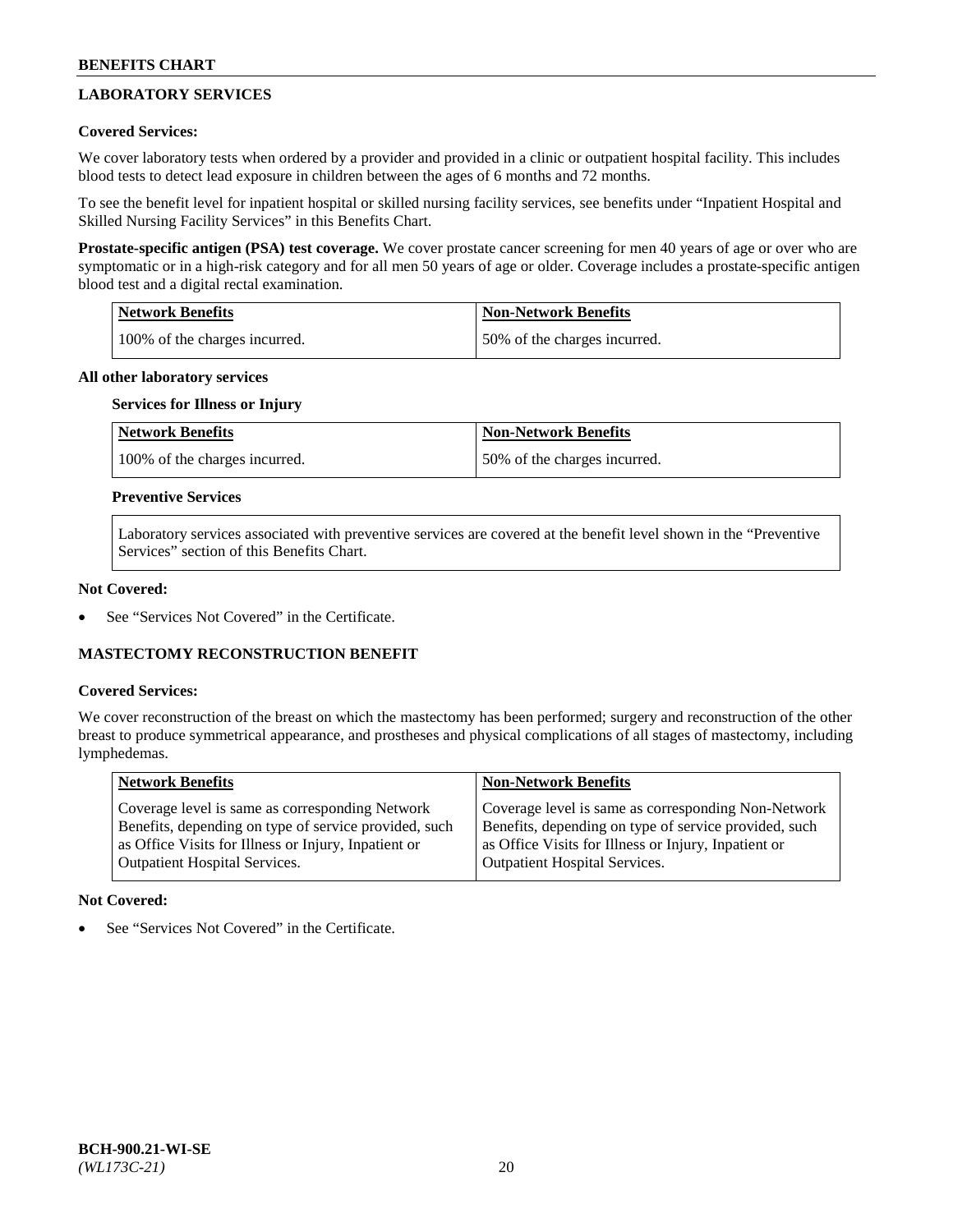## LABORATORY SERVICES

**Covered Services:**

We cover laboratory tests when ordered by a provider and provided in a clinic or outpatient hospital facility. This includes blood tests to detect lead exposure in children between the ages of 6 months and 72 months.

To see the benefit level for inpatient hospital or skilled nursing facility services, see benefits under "Inpatient Hospital and Skilled Nursing Facility Services" in this Benefits Chart.

**Prostate-specific antigen (PSA) test coverage.** We cover prostate cancer screening for men 40 years of age or over who are symptomatic or in a high-risk category and for all men 50 years of age or older. Coverage includes a prostate-specific antigen blood test and a digital rectal examination.

| Network Benefits | Non-Network Benefits |
|---|---|
| 100% of the charges incurred. | 50% of the charges incurred. |

**All other laboratory services**

**Services for Illness or Injury**

| Network Benefits | Non-Network Benefits |
|---|---|
| 100% of the charges incurred. | 50% of the charges incurred. |

**Preventive Services**

Laboratory services associated with preventive services are covered at the benefit level shown in the "Preventive Services" section of this Benefits Chart.

**Not Covered:**

- See "Services Not Covered" in the Certificate.

## MASTECTOMY RECONSTRUCTION BENEFIT

**Covered Services:**

We cover reconstruction of the breast on which the mastectomy has been performed; surgery and reconstruction of the other breast to produce symmetrical appearance, and prostheses and physical complications of all stages of mastectomy, including lymphedemas.

| Network Benefits | Non-Network Benefits |
|---|---|
| Coverage level is same as corresponding Network Benefits, depending on type of service provided, such as Office Visits for Illness or Injury, Inpatient or Outpatient Hospital Services. | Coverage level is same as corresponding Non-Network Benefits, depending on type of service provided, such as Office Visits for Illness or Injury, Inpatient or Outpatient Hospital Services. |

**Not Covered:**

- See "Services Not Covered" in the Certificate.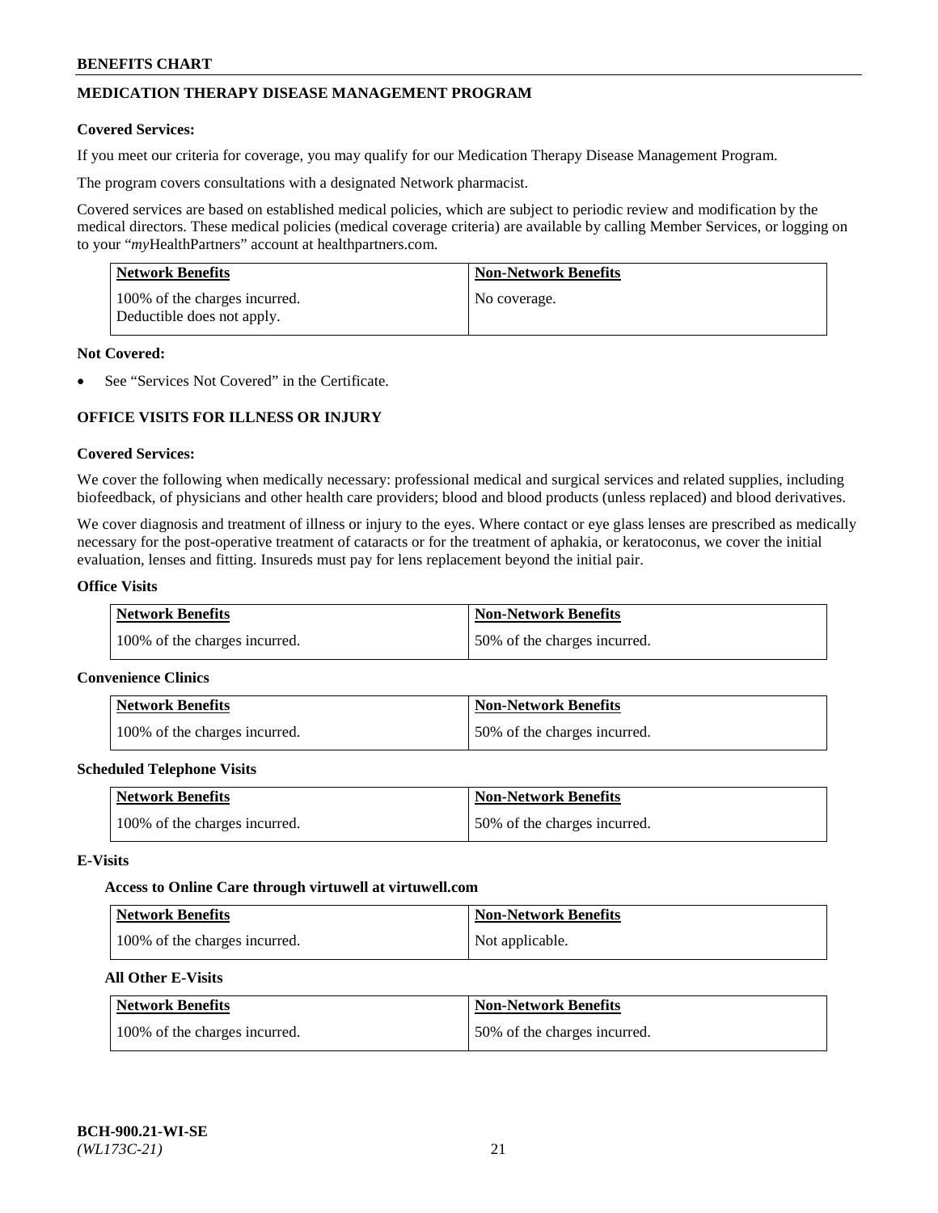## MEDICATION THERAPY DISEASE MANAGEMENT PROGRAM

**Covered Services:**

If you meet our criteria for coverage, you may qualify for our Medication Therapy Disease Management Program.

The program covers consultations with a designated Network pharmacist.

Covered services are based on established medical policies, which are subject to periodic review and modification by the medical directors. These medical policies (medical coverage criteria) are available by calling Member Services, or logging on to your "*my*HealthPartners" account at healthpartners.com.

| Network Benefits | Non-Network Benefits |
|---|---|
| 100% of the charges incurred. Deductible does not apply. | No coverage. |

**Not Covered:**

- See "Services Not Covered" in the Certificate.

## OFFICE VISITS FOR ILLNESS OR INJURY

**Covered Services:**

We cover the following when medically necessary: professional medical and surgical services and related supplies, including biofeedback, of physicians and other health care providers; blood and blood products (unless replaced) and blood derivatives.

We cover diagnosis and treatment of illness or injury to the eyes. Where contact or eye glass lenses are prescribed as medically necessary for the post-operative treatment of cataracts or for the treatment of aphakia, or keratoconus, we cover the initial evaluation, lenses and fitting. Insureds must pay for lens replacement beyond the initial pair.

**Office Visits**

| Network Benefits | Non-Network Benefits |
|---|---|
| 100% of the charges incurred. | 50% of the charges incurred. |

**Convenience Clinics**

| Network Benefits | Non-Network Benefits |
|---|---|
| 100% of the charges incurred. | 50% of the charges incurred. |

**Scheduled Telephone Visits**

| Network Benefits | Non-Network Benefits |
|---|---|
| 100% of the charges incurred. | 50% of the charges incurred. |

**E-Visits**

**Access to Online Care through virtuwell at virtuwell.com**

| Network Benefits | Non-Network Benefits |
|---|---|
| 100% of the charges incurred. | Not applicable. |

**All Other E-Visits**

| Network Benefits | Non-Network Benefits |
|---|---|
| 100% of the charges incurred. | 50% of the charges incurred. |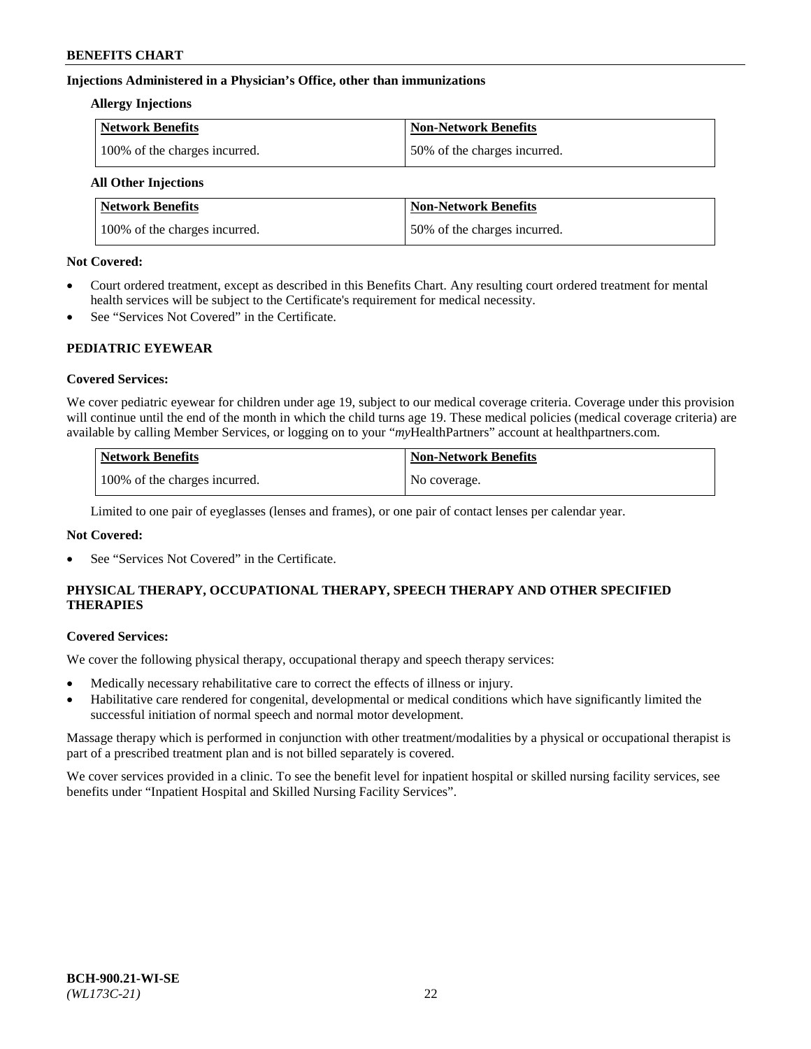#### Injections Administered in a Physician's Office, other than immunizations

**Allergy Injections**

| Network Benefits | Non-Network Benefits |
|---|---|
| 100% of the charges incurred. | 50% of the charges incurred. |

**All Other Injections**

| Network Benefits | Non-Network Benefits |
|---|---|
| 100% of the charges incurred. | 50% of the charges incurred. |

**Not Covered:**

- Court ordered treatment, except as described in this Benefits Chart. Any resulting court ordered treatment for mental health services will be subject to the Certificate's requirement for medical necessity.
- See "Services Not Covered" in the Certificate.

### PEDIATRIC EYEWEAR

**Covered Services:**

We cover pediatric eyewear for children under age 19, subject to our medical coverage criteria. Coverage under this provision will continue until the end of the month in which the child turns age 19. These medical policies (medical coverage criteria) are available by calling Member Services, or logging on to your "*my*HealthPartners" account at healthpartners.com.

| Network Benefits | Non-Network Benefits |
|---|---|
| 100% of the charges incurred. | No coverage. |

Limited to one pair of eyeglasses (lenses and frames), or one pair of contact lenses per calendar year.

**Not Covered:**

- See "Services Not Covered" in the Certificate.

### PHYSICAL THERAPY, OCCUPATIONAL THERAPY, SPEECH THERAPY AND OTHER SPECIFIED THERAPIES

**Covered Services:**

We cover the following physical therapy, occupational therapy and speech therapy services:

- Medically necessary rehabilitative care to correct the effects of illness or injury.
- Habilitative care rendered for congenital, developmental or medical conditions which have significantly limited the successful initiation of normal speech and normal motor development.

Massage therapy which is performed in conjunction with other treatment/modalities by a physical or occupational therapist is part of a prescribed treatment plan and is not billed separately is covered.

We cover services provided in a clinic. To see the benefit level for inpatient hospital or skilled nursing facility services, see benefits under "Inpatient Hospital and Skilled Nursing Facility Services".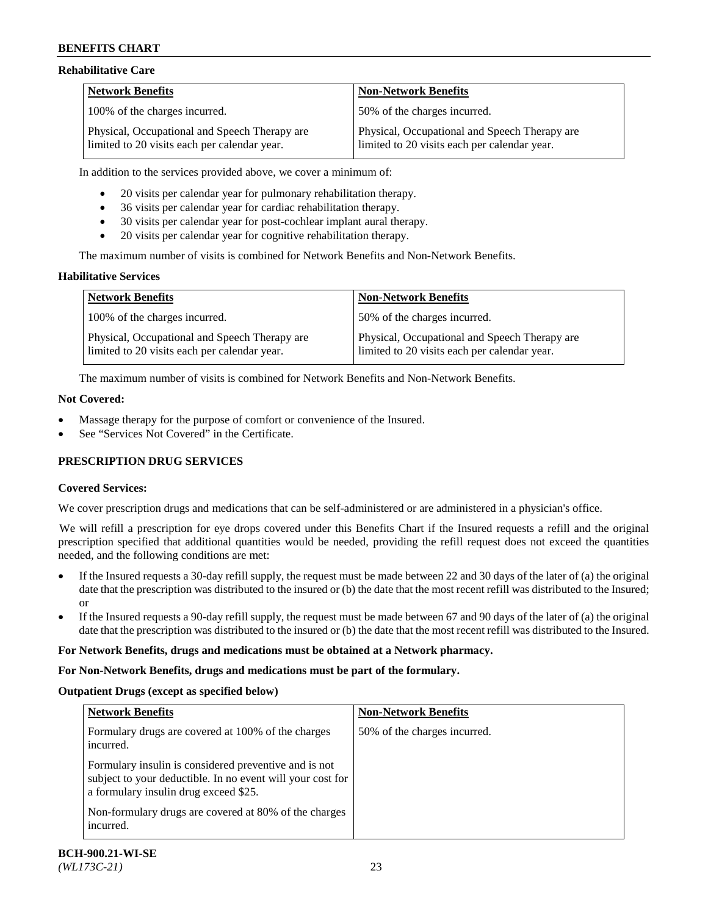#### Rehabilitative Care

| Network Benefits | Non-Network Benefits |
|---|---|
| 100% of the charges incurred. | 50% of the charges incurred. |
| Physical, Occupational and Speech Therapy are limited to 20 visits each per calendar year. | Physical, Occupational and Speech Therapy are limited to 20 visits each per calendar year. |

In addition to the services provided above, we cover a minimum of:

- 20 visits per calendar year for pulmonary rehabilitation therapy.
- 36 visits per calendar year for cardiac rehabilitation therapy.
- 30 visits per calendar year for post-cochlear implant aural therapy.
- 20 visits per calendar year for cognitive rehabilitation therapy.

The maximum number of visits is combined for Network Benefits and Non-Network Benefits.

#### Habilitative Services

| Network Benefits | Non-Network Benefits |
|---|---|
| 100% of the charges incurred. | 50% of the charges incurred. |
| Physical, Occupational and Speech Therapy are limited to 20 visits each per calendar year. | Physical, Occupational and Speech Therapy are limited to 20 visits each per calendar year. |

The maximum number of visits is combined for Network Benefits and Non-Network Benefits.

#### Not Covered:

- Massage therapy for the purpose of comfort or convenience of the Insured.
- See "Services Not Covered" in the Certificate.

### PRESCRIPTION DRUG SERVICES

#### Covered Services:

We cover prescription drugs and medications that can be self-administered or are administered in a physician's office.

We will refill a prescription for eye drops covered under this Benefits Chart if the Insured requests a refill and the original prescription specified that additional quantities would be needed, providing the refill request does not exceed the quantities needed, and the following conditions are met:

- If the Insured requests a 30-day refill supply, the request must be made between 22 and 30 days of the later of (a) the original date that the prescription was distributed to the insured or (b) the date that the most recent refill was distributed to the Insured; or
- If the Insured requests a 90-day refill supply, the request must be made between 67 and 90 days of the later of (a) the original date that the prescription was distributed to the insured or (b) the date that the most recent refill was distributed to the Insured.

**For Network Benefits, drugs and medications must be obtained at a Network pharmacy.**

**For Non-Network Benefits, drugs and medications must be part of the formulary.**

#### Outpatient Drugs (except as specified below)

| Network Benefits | Non-Network Benefits |
|---|---|
| Formulary drugs are covered at 100% of the charges incurred.<br><br>Formulary insulin is considered preventive and is not subject to your deductible. In no event will your cost for a formulary insulin drug exceed $25.<br><br>Non-formulary drugs are covered at 80% of the charges incurred. | 50% of the charges incurred. |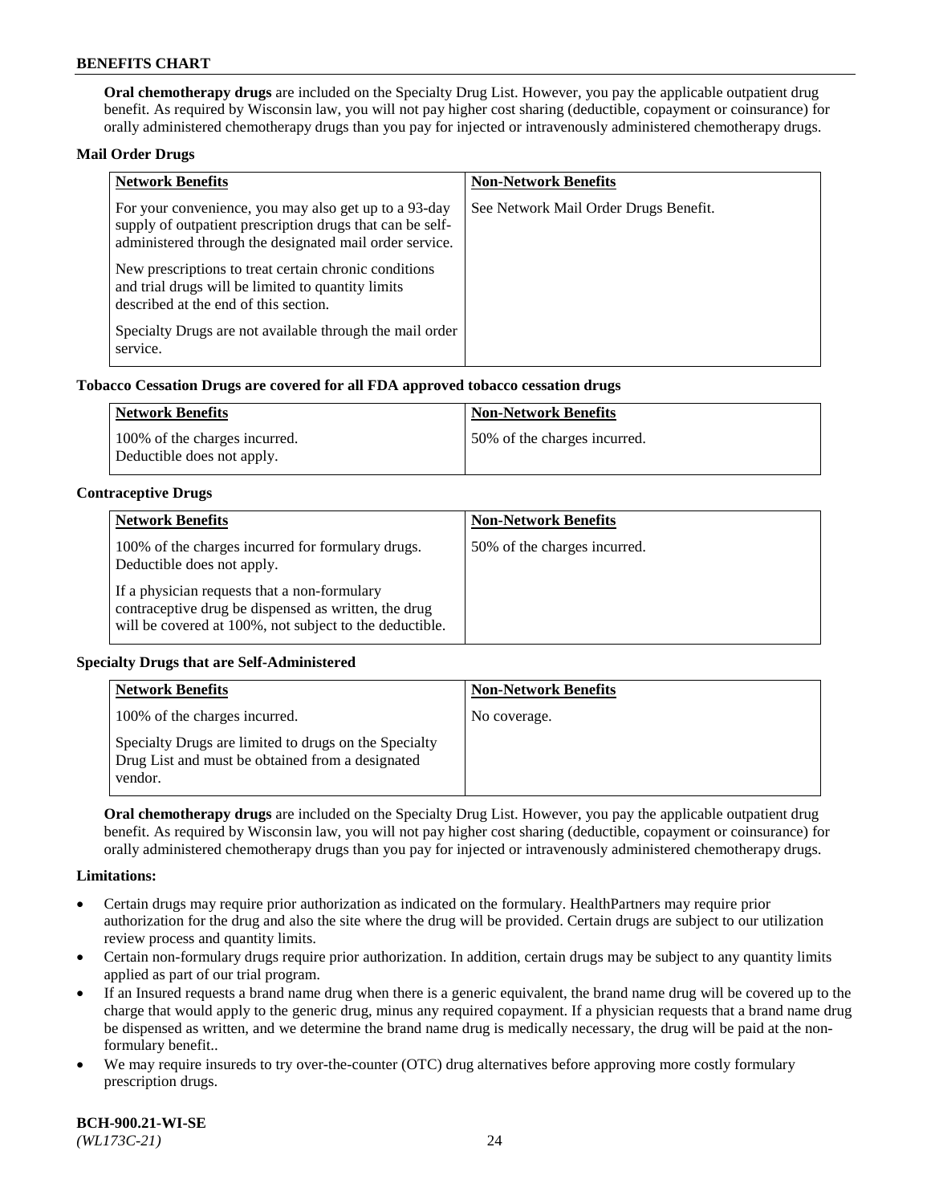**Oral chemotherapy drugs** are included on the Specialty Drug List. However, you pay the applicable outpatient drug benefit. As required by Wisconsin law, you will not pay higher cost sharing (deductible, copayment or coinsurance) for orally administered chemotherapy drugs than you pay for injected or intravenously administered chemotherapy drugs.

**Mail Order Drugs**

| Network Benefits | Non-Network Benefits |
|---|---|
| For your convenience, you may also get up to a 93-day supply of outpatient prescription drugs that can be self-administered through the designated mail order service.<br><br>New prescriptions to treat certain chronic conditions and trial drugs will be limited to quantity limits described at the end of this section.<br><br>Specialty Drugs are not available through the mail order service. | See Network Mail Order Drugs Benefit. |

**Tobacco Cessation Drugs are covered for all FDA approved tobacco cessation drugs**

| Network Benefits | Non-Network Benefits |
|---|---|
| 100% of the charges incurred.<br>Deductible does not apply. | 50% of the charges incurred. |

**Contraceptive Drugs**

| Network Benefits | Non-Network Benefits |
|---|---|
| 100% of the charges incurred for formulary drugs. Deductible does not apply.<br><br>If a physician requests that a non-formulary contraceptive drug be dispensed as written, the drug will be covered at 100%, not subject to the deductible. | 50% of the charges incurred. |

**Specialty Drugs that are Self-Administered**

| Network Benefits | Non-Network Benefits |
|---|---|
| 100% of the charges incurred.<br><br>Specialty Drugs are limited to drugs on the Specialty Drug List and must be obtained from a designated vendor. | No coverage. |

**Oral chemotherapy drugs** are included on the Specialty Drug List. However, you pay the applicable outpatient drug benefit. As required by Wisconsin law, you will not pay higher cost sharing (deductible, copayment or coinsurance) for orally administered chemotherapy drugs than you pay for injected or intravenously administered chemotherapy drugs.

**Limitations:**

- Certain drugs may require prior authorization as indicated on the formulary. HealthPartners may require prior authorization for the drug and also the site where the drug will be provided. Certain drugs are subject to our utilization review process and quantity limits.
- Certain non-formulary drugs require prior authorization. In addition, certain drugs may be subject to any quantity limits applied as part of our trial program.
- If an Insured requests a brand name drug when there is a generic equivalent, the brand name drug will be covered up to the charge that would apply to the generic drug, minus any required copayment. If a physician requests that a brand name drug be dispensed as written, and we determine the brand name drug is medically necessary, the drug will be paid at the non-formulary benefit..
- We may require insureds to try over-the-counter (OTC) drug alternatives before approving more costly formulary prescription drugs.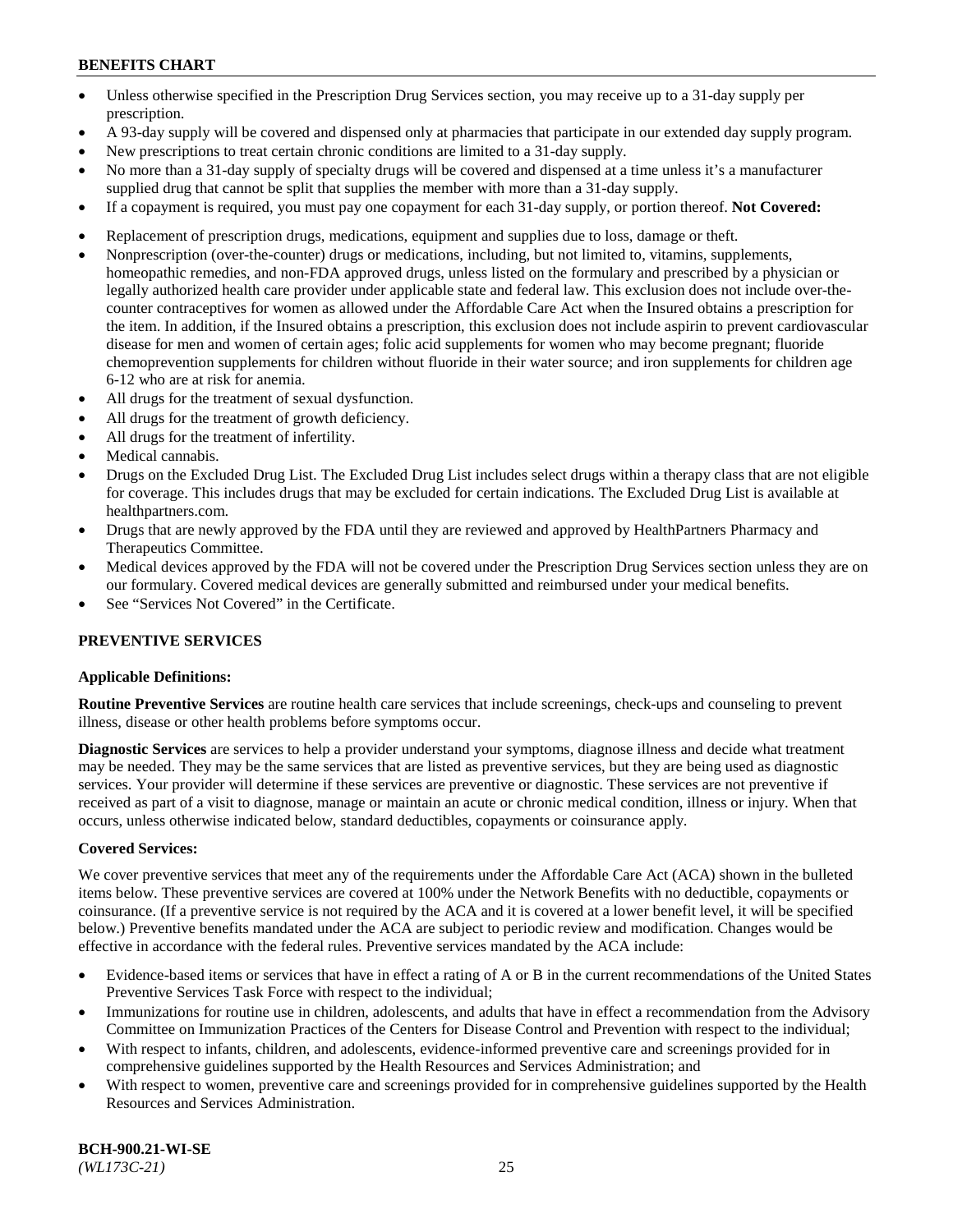- Unless otherwise specified in the Prescription Drug Services section, you may receive up to a 31-day supply per prescription.
- A 93-day supply will be covered and dispensed only at pharmacies that participate in our extended day supply program.
- New prescriptions to treat certain chronic conditions are limited to a 31-day supply.
- No more than a 31-day supply of specialty drugs will be covered and dispensed at a time unless it's a manufacturer supplied drug that cannot be split that supplies the member with more than a 31-day supply.
- If a copayment is required, you must pay one copayment for each 31-day supply, or portion thereof. **Not Covered:**
- Replacement of prescription drugs, medications, equipment and supplies due to loss, damage or theft.
- Nonprescription (over-the-counter) drugs or medications, including, but not limited to, vitamins, supplements, homeopathic remedies, and non-FDA approved drugs, unless listed on the formulary and prescribed by a physician or legally authorized health care provider under applicable state and federal law. This exclusion does not include over-the-counter contraceptives for women as allowed under the Affordable Care Act when the Insured obtains a prescription for the item. In addition, if the Insured obtains a prescription, this exclusion does not include aspirin to prevent cardiovascular disease for men and women of certain ages; folic acid supplements for women who may become pregnant; fluoride chemoprevention supplements for children without fluoride in their water source; and iron supplements for children age 6-12 who are at risk for anemia.
- All drugs for the treatment of sexual dysfunction.
- All drugs for the treatment of growth deficiency.
- All drugs for the treatment of infertility.
- Medical cannabis.
- Drugs on the Excluded Drug List. The Excluded Drug List includes select drugs within a therapy class that are not eligible for coverage. This includes drugs that may be excluded for certain indications. The Excluded Drug List is available at healthpartners.com.
- Drugs that are newly approved by the FDA until they are reviewed and approved by HealthPartners Pharmacy and Therapeutics Committee.
- Medical devices approved by the FDA will not be covered under the Prescription Drug Services section unless they are on our formulary. Covered medical devices are generally submitted and reimbursed under your medical benefits.
- See "Services Not Covered" in the Certificate.

## PREVENTIVE SERVICES

### Applicable Definitions:

**Routine Preventive Services** are routine health care services that include screenings, check-ups and counseling to prevent illness, disease or other health problems before symptoms occur.

**Diagnostic Services** are services to help a provider understand your symptoms, diagnose illness and decide what treatment may be needed. They may be the same services that are listed as preventive services, but they are being used as diagnostic services. Your provider will determine if these services are preventive or diagnostic. These services are not preventive if received as part of a visit to diagnose, manage or maintain an acute or chronic medical condition, illness or injury. When that occurs, unless otherwise indicated below, standard deductibles, copayments or coinsurance apply.

### Covered Services:

We cover preventive services that meet any of the requirements under the Affordable Care Act (ACA) shown in the bulleted items below. These preventive services are covered at 100% under the Network Benefits with no deductible, copayments or coinsurance. (If a preventive service is not required by the ACA and it is covered at a lower benefit level, it will be specified below.) Preventive benefits mandated under the ACA are subject to periodic review and modification. Changes would be effective in accordance with the federal rules. Preventive services mandated by the ACA include:

- Evidence-based items or services that have in effect a rating of A or B in the current recommendations of the United States Preventive Services Task Force with respect to the individual;
- Immunizations for routine use in children, adolescents, and adults that have in effect a recommendation from the Advisory Committee on Immunization Practices of the Centers for Disease Control and Prevention with respect to the individual;
- With respect to infants, children, and adolescents, evidence-informed preventive care and screenings provided for in comprehensive guidelines supported by the Health Resources and Services Administration; and
- With respect to women, preventive care and screenings provided for in comprehensive guidelines supported by the Health Resources and Services Administration.

**BCH-900.21-WI-SE**
*(WL173C-21)*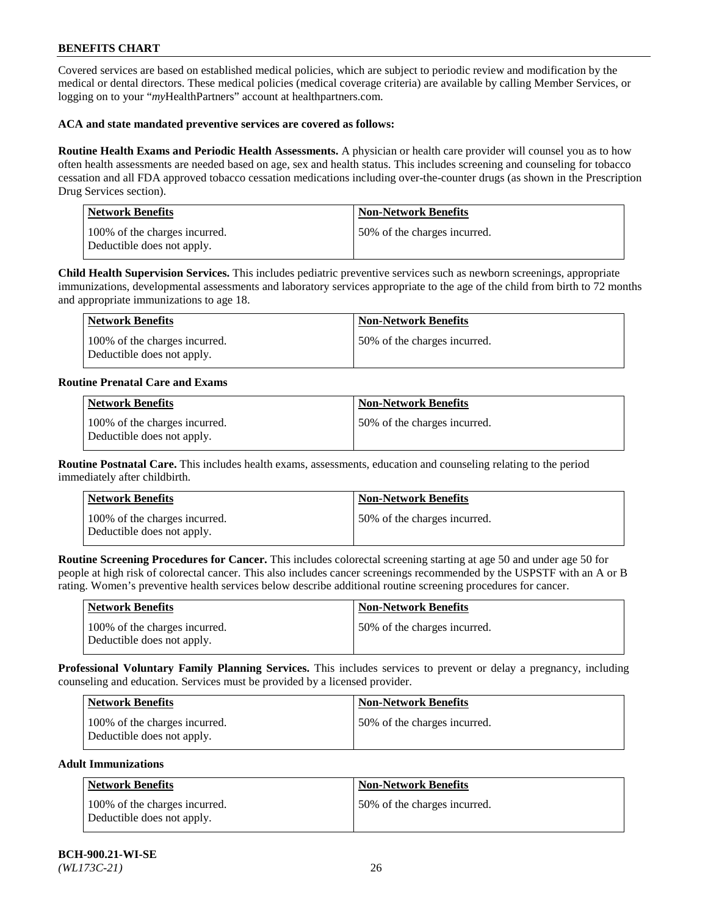Covered services are based on established medical policies, which are subject to periodic review and modification by the medical or dental directors. These medical policies (medical coverage criteria) are available by calling Member Services, or logging on to your "*my*HealthPartners" account at healthpartners.com.

**ACA and state mandated preventive services are covered as follows:**

**Routine Health Exams and Periodic Health Assessments.** A physician or health care provider will counsel you as to how often health assessments are needed based on age, sex and health status. This includes screening and counseling for tobacco cessation and all FDA approved tobacco cessation medications including over-the-counter drugs (as shown in the Prescription Drug Services section).

| Network Benefits | Non-Network Benefits |
|---|---|
| 100% of the charges incurred. Deductible does not apply. | 50% of the charges incurred. |

**Child Health Supervision Services.** This includes pediatric preventive services such as newborn screenings, appropriate immunizations, developmental assessments and laboratory services appropriate to the age of the child from birth to 72 months and appropriate immunizations to age 18.

| Network Benefits | Non-Network Benefits |
|---|---|
| 100% of the charges incurred. Deductible does not apply. | 50% of the charges incurred. |

**Routine Prenatal Care and Exams**

| Network Benefits | Non-Network Benefits |
|---|---|
| 100% of the charges incurred. Deductible does not apply. | 50% of the charges incurred. |

**Routine Postnatal Care.** This includes health exams, assessments, education and counseling relating to the period immediately after childbirth.

| Network Benefits | Non-Network Benefits |
|---|---|
| 100% of the charges incurred. Deductible does not apply. | 50% of the charges incurred. |

**Routine Screening Procedures for Cancer.** This includes colorectal screening starting at age 50 and under age 50 for people at high risk of colorectal cancer. This also includes cancer screenings recommended by the USPSTF with an A or B rating. Women's preventive health services below describe additional routine screening procedures for cancer.

| Network Benefits | Non-Network Benefits |
|---|---|
| 100% of the charges incurred. Deductible does not apply. | 50% of the charges incurred. |

**Professional Voluntary Family Planning Services.** This includes services to prevent or delay a pregnancy, including counseling and education. Services must be provided by a licensed provider.

| Network Benefits | Non-Network Benefits |
|---|---|
| 100% of the charges incurred. Deductible does not apply. | 50% of the charges incurred. |

**Adult Immunizations**

| Network Benefits | Non-Network Benefits |
|---|---|
| 100% of the charges incurred. Deductible does not apply. | 50% of the charges incurred. |

**BCH-900.21-WI-SE**
*(WL173C-21)*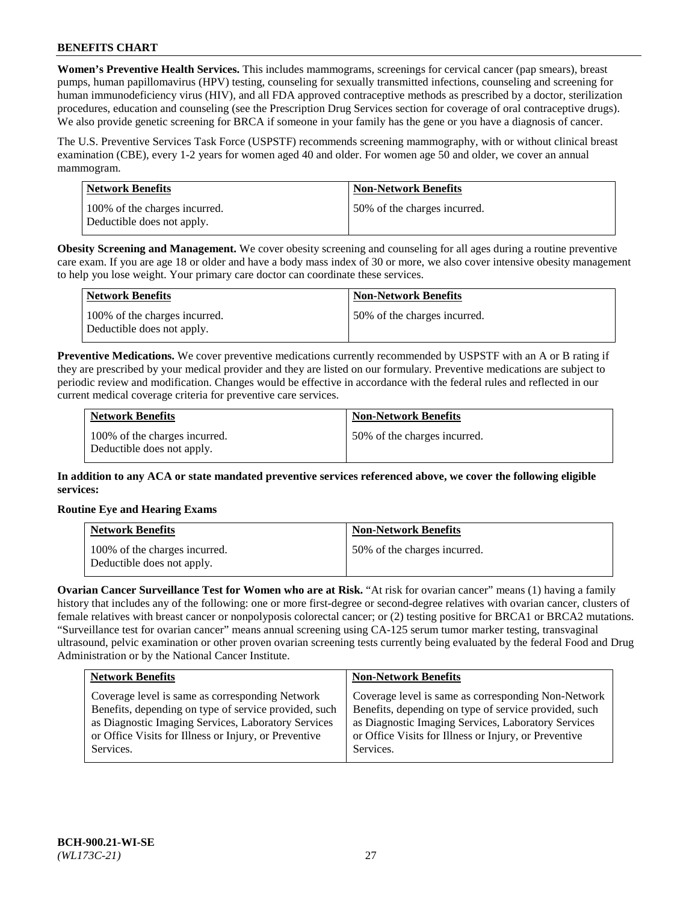**Women's Preventive Health Services.** This includes mammograms, screenings for cervical cancer (pap smears), breast pumps, human papillomavirus (HPV) testing, counseling for sexually transmitted infections, counseling and screening for human immunodeficiency virus (HIV), and all FDA approved contraceptive methods as prescribed by a doctor, sterilization procedures, education and counseling (see the Prescription Drug Services section for coverage of oral contraceptive drugs). We also provide genetic screening for BRCA if someone in your family has the gene or you have a diagnosis of cancer.

The U.S. Preventive Services Task Force (USPSTF) recommends screening mammography, with or without clinical breast examination (CBE), every 1-2 years for women aged 40 and older. For women age 50 and older, we cover an annual mammogram.

| Network Benefits | Non-Network Benefits |
|---|---|
| 100% of the charges incurred. Deductible does not apply. | 50% of the charges incurred. |

**Obesity Screening and Management.** We cover obesity screening and counseling for all ages during a routine preventive care exam. If you are age 18 or older and have a body mass index of 30 or more, we also cover intensive obesity management to help you lose weight. Your primary care doctor can coordinate these services.

| Network Benefits | Non-Network Benefits |
|---|---|
| 100% of the charges incurred. Deductible does not apply. | 50% of the charges incurred. |

**Preventive Medications.** We cover preventive medications currently recommended by USPSTF with an A or B rating if they are prescribed by your medical provider and they are listed on our formulary. Preventive medications are subject to periodic review and modification. Changes would be effective in accordance with the federal rules and reflected in our current medical coverage criteria for preventive care services.

| Network Benefits | Non-Network Benefits |
|---|---|
| 100% of the charges incurred. Deductible does not apply. | 50% of the charges incurred. |

**In addition to any ACA or state mandated preventive services referenced above, we cover the following eligible services:**

**Routine Eye and Hearing Exams**

| Network Benefits | Non-Network Benefits |
|---|---|
| 100% of the charges incurred. Deductible does not apply. | 50% of the charges incurred. |

**Ovarian Cancer Surveillance Test for Women who are at Risk.** "At risk for ovarian cancer" means (1) having a family history that includes any of the following: one or more first-degree or second-degree relatives with ovarian cancer, clusters of female relatives with breast cancer or nonpolyposis colorectal cancer; or (2) testing positive for BRCA1 or BRCA2 mutations. "Surveillance test for ovarian cancer" means annual screening using CA-125 serum tumor marker testing, transvaginal ultrasound, pelvic examination or other proven ovarian screening tests currently being evaluated by the federal Food and Drug Administration or by the National Cancer Institute.

| Network Benefits | Non-Network Benefits |
|---|---|
| Coverage level is same as corresponding Network Benefits, depending on type of service provided, such as Diagnostic Imaging Services, Laboratory Services or Office Visits for Illness or Injury, or Preventive Services. | Coverage level is same as corresponding Non-Network Benefits, depending on type of service provided, such as Diagnostic Imaging Services, Laboratory Services or Office Visits for Illness or Injury, or Preventive Services. |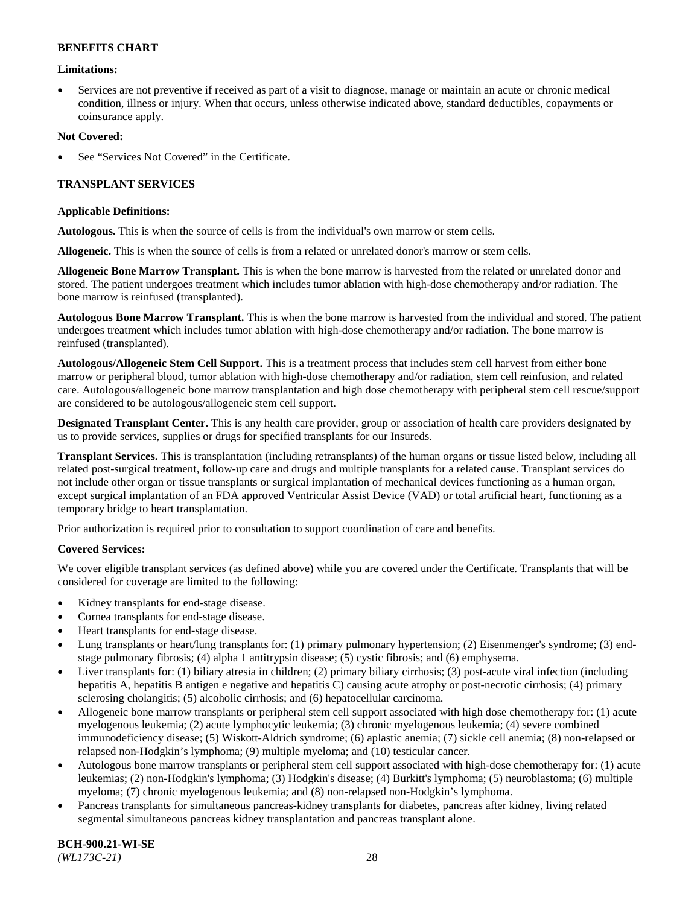**Limitations:**

- Services are not preventive if received as part of a visit to diagnose, manage or maintain an acute or chronic medical condition, illness or injury. When that occurs, unless otherwise indicated above, standard deductibles, copayments or coinsurance apply.

**Not Covered:**

- See "Services Not Covered" in the Certificate.

## TRANSPLANT SERVICES

**Applicable Definitions:**

**Autologous.** This is when the source of cells is from the individual's own marrow or stem cells.

**Allogeneic.** This is when the source of cells is from a related or unrelated donor's marrow or stem cells.

**Allogeneic Bone Marrow Transplant.** This is when the bone marrow is harvested from the related or unrelated donor and stored. The patient undergoes treatment which includes tumor ablation with high-dose chemotherapy and/or radiation. The bone marrow is reinfused (transplanted).

**Autologous Bone Marrow Transplant.** This is when the bone marrow is harvested from the individual and stored. The patient undergoes treatment which includes tumor ablation with high-dose chemotherapy and/or radiation. The bone marrow is reinfused (transplanted).

**Autologous/Allogeneic Stem Cell Support.** This is a treatment process that includes stem cell harvest from either bone marrow or peripheral blood, tumor ablation with high-dose chemotherapy and/or radiation, stem cell reinfusion, and related care. Autologous/allogeneic bone marrow transplantation and high dose chemotherapy with peripheral stem cell rescue/support are considered to be autologous/allogeneic stem cell support.

**Designated Transplant Center.** This is any health care provider, group or association of health care providers designated by us to provide services, supplies or drugs for specified transplants for our Insureds.

**Transplant Services.** This is transplantation (including retransplants) of the human organs or tissue listed below, including all related post-surgical treatment, follow-up care and drugs and multiple transplants for a related cause. Transplant services do not include other organ or tissue transplants or surgical implantation of mechanical devices functioning as a human organ, except surgical implantation of an FDA approved Ventricular Assist Device (VAD) or total artificial heart, functioning as a temporary bridge to heart transplantation.

Prior authorization is required prior to consultation to support coordination of care and benefits.

**Covered Services:**

We cover eligible transplant services (as defined above) while you are covered under the Certificate. Transplants that will be considered for coverage are limited to the following:

- Kidney transplants for end-stage disease.
- Cornea transplants for end-stage disease.
- Heart transplants for end-stage disease.
- Lung transplants or heart/lung transplants for: (1) primary pulmonary hypertension; (2) Eisenmenger's syndrome; (3) end-stage pulmonary fibrosis; (4) alpha 1 antitrypsin disease; (5) cystic fibrosis; and (6) emphysema.
- Liver transplants for: (1) biliary atresia in children; (2) primary biliary cirrhosis; (3) post-acute viral infection (including hepatitis A, hepatitis B antigen e negative and hepatitis C) causing acute atrophy or post-necrotic cirrhosis; (4) primary sclerosing cholangitis; (5) alcoholic cirrhosis; and (6) hepatocellular carcinoma.
- Allogeneic bone marrow transplants or peripheral stem cell support associated with high dose chemotherapy for: (1) acute myelogenous leukemia; (2) acute lymphocytic leukemia; (3) chronic myelogenous leukemia; (4) severe combined immunodeficiency disease; (5) Wiskott-Aldrich syndrome; (6) aplastic anemia; (7) sickle cell anemia; (8) non-relapsed or relapsed non-Hodgkin's lymphoma; (9) multiple myeloma; and (10) testicular cancer.
- Autologous bone marrow transplants or peripheral stem cell support associated with high-dose chemotherapy for: (1) acute leukemias; (2) non-Hodgkin's lymphoma; (3) Hodgkin's disease; (4) Burkitt's lymphoma; (5) neuroblastoma; (6) multiple myeloma; (7) chronic myelogenous leukemia; and (8) non-relapsed non-Hodgkin's lymphoma.
- Pancreas transplants for simultaneous pancreas-kidney transplants for diabetes, pancreas after kidney, living related segmental simultaneous pancreas kidney transplantation and pancreas transplant alone.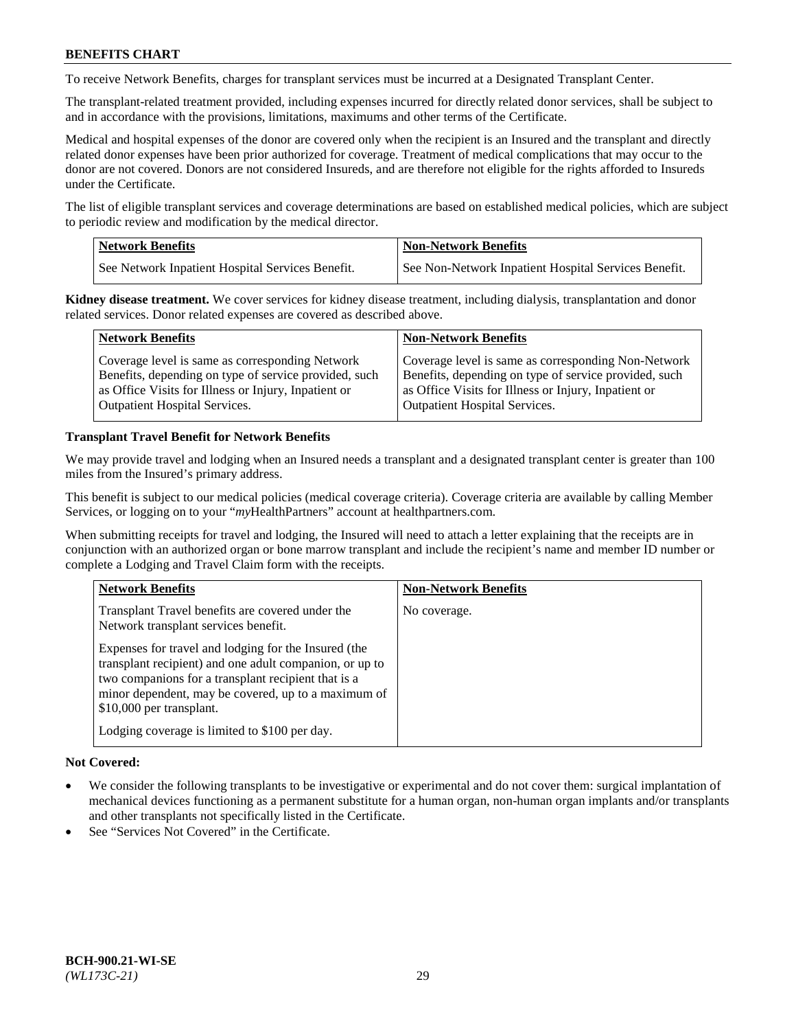To receive Network Benefits, charges for transplant services must be incurred at a Designated Transplant Center.

The transplant-related treatment provided, including expenses incurred for directly related donor services, shall be subject to and in accordance with the provisions, limitations, maximums and other terms of the Certificate.

Medical and hospital expenses of the donor are covered only when the recipient is an Insured and the transplant and directly related donor expenses have been prior authorized for coverage. Treatment of medical complications that may occur to the donor are not covered. Donors are not considered Insureds, and are therefore not eligible for the rights afforded to Insureds under the Certificate.

The list of eligible transplant services and coverage determinations are based on established medical policies, which are subject to periodic review and modification by the medical director.

| Network Benefits | Non-Network Benefits |
|---|---|
| See Network Inpatient Hospital Services Benefit. | See Non-Network Inpatient Hospital Services Benefit. |

**Kidney disease treatment.** We cover services for kidney disease treatment, including dialysis, transplantation and donor related services. Donor related expenses are covered as described above.

| Network Benefits | Non-Network Benefits |
|---|---|
| Coverage level is same as corresponding Network Benefits, depending on type of service provided, such as Office Visits for Illness or Injury, Inpatient or Outpatient Hospital Services. | Coverage level is same as corresponding Non-Network Benefits, depending on type of service provided, such as Office Visits for Illness or Injury, Inpatient or Outpatient Hospital Services. |

**Transplant Travel Benefit for Network Benefits**

We may provide travel and lodging when an Insured needs a transplant and a designated transplant center is greater than 100 miles from the Insured's primary address.

This benefit is subject to our medical policies (medical coverage criteria). Coverage criteria are available by calling Member Services, or logging on to your "*my*HealthPartners" account at healthpartners.com.

When submitting receipts for travel and lodging, the Insured will need to attach a letter explaining that the receipts are in conjunction with an authorized organ or bone marrow transplant and include the recipient's name and member ID number or complete a Lodging and Travel Claim form with the receipts.

| Network Benefits | Non-Network Benefits |
|---|---|
| Transplant Travel benefits are covered under the Network transplant services benefit.<br><br>Expenses for travel and lodging for the Insured (the transplant recipient) and one adult companion, or up to two companions for a transplant recipient that is a minor dependent, may be covered, up to a maximum of $10,000 per transplant.<br><br>Lodging coverage is limited to $100 per day. | No coverage. |

**Not Covered:**

- We consider the following transplants to be investigative or experimental and do not cover them: surgical implantation of mechanical devices functioning as a permanent substitute for a human organ, non-human organ implants and/or transplants and other transplants not specifically listed in the Certificate.
- See "Services Not Covered" in the Certificate.